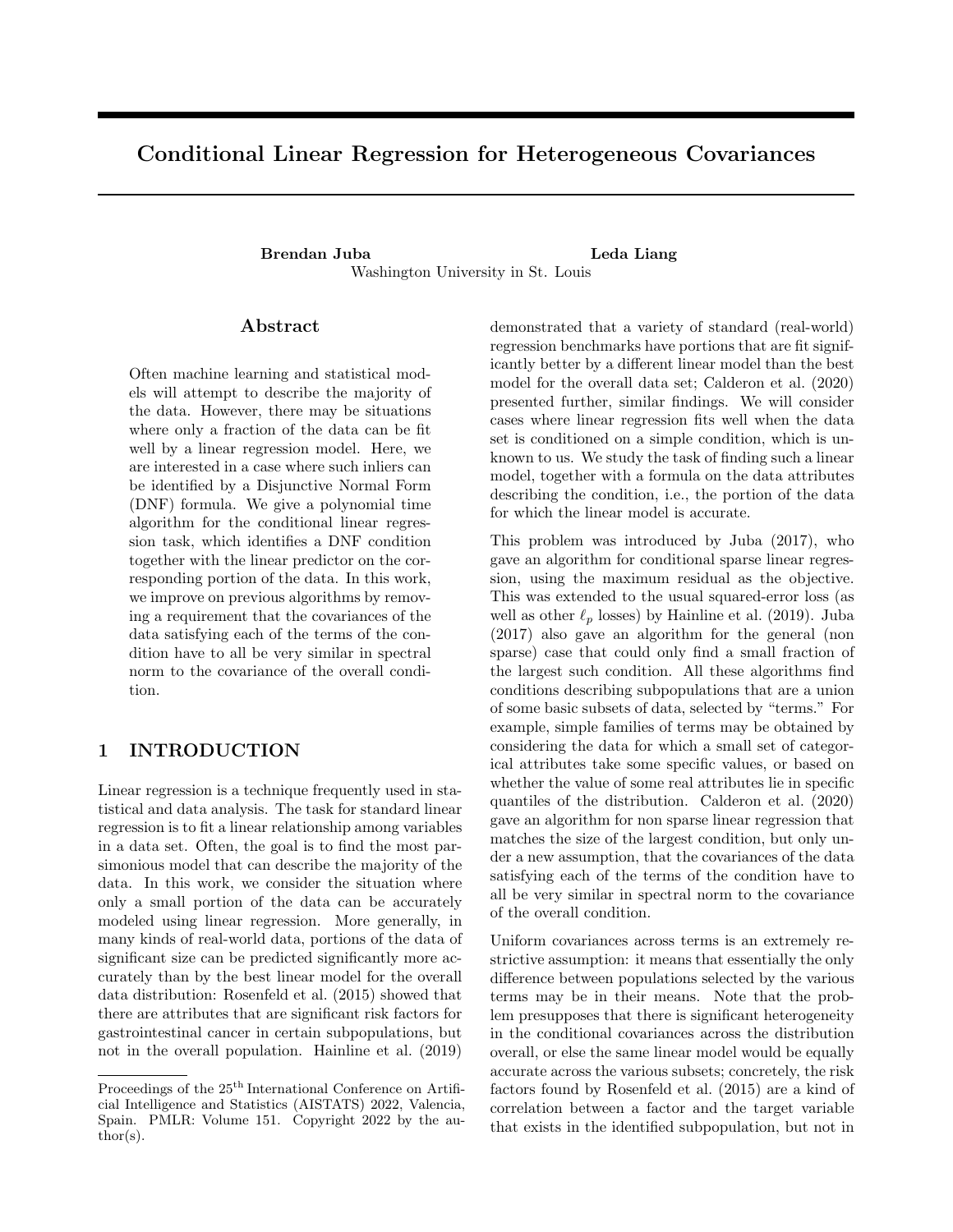# Conditional Linear Regression for Heterogeneous Covariances

**Brendan Juba** **Leda Liang**
Washington University in St. Louis

## Abstract

Often machine learning and statistical models will attempt to describe the majority of the data. However, there may be situations where only a fraction of the data can be fit well by a linear regression model. Here, we are interested in a case where such inliers can be identified by a Disjunctive Normal Form (DNF) formula. We give a polynomial time algorithm for the conditional linear regression task, which identifies a DNF condition together with the linear predictor on the corresponding portion of the data. In this work, we improve on previous algorithms by removing a requirement that the covariances of the data satisfying each of the terms of the condition have to all be very similar in spectral norm to the covariance of the overall condition.

## 1 INTRODUCTION

Linear regression is a technique frequently used in statistical and data analysis. The task for standard linear regression is to fit a linear relationship among variables in a data set. Often, the goal is to find the most parsimonious model that can describe the majority of the data. In this work, we consider the situation where only a small portion of the data can be accurately modeled using linear regression. More generally, in many kinds of real-world data, portions of the data of significant size can be predicted significantly more accurately than by the best linear model for the overall data distribution: Rosenfeld et al. (2015) showed that there are attributes that are significant risk factors for gastrointestinal cancer in certain subpopulations, but not in the overall population. Hainline et al. (2019) demonstrated that a variety of standard (real-world) regression benchmarks have portions that are fit significantly better by a different linear model than the best model for the overall data set; Calderon et al. (2020) presented further, similar findings. We will consider cases where linear regression fits well when the data set is conditioned on a simple condition, which is unknown to us. We study the task of finding such a linear model, together with a formula on the data attributes describing the condition, i.e., the portion of the data for which the linear model is accurate.

This problem was introduced by Juba (2017), who gave an algorithm for conditional sparse linear regression, using the maximum residual as the objective. This was extended to the usual squared-error loss (as well as other $\ell_p$ losses) by Hainline et al. (2019). Juba (2017) also gave an algorithm for the general (non sparse) case that could only find a small fraction of the largest such condition. All these algorithms find conditions describing subpopulations that are a union of some basic subsets of data, selected by "terms." For example, simple families of terms may be obtained by considering the data for which a small set of categorical attributes take some specific values, or based on whether the value of some real attributes lie in specific quantiles of the distribution. Calderon et al. (2020) gave an algorithm for non sparse linear regression that matches the size of the largest condition, but only under a new assumption, that the covariances of the data satisfying each of the terms of the condition have to all be very similar in spectral norm to the covariance of the overall condition.

Uniform covariances across terms is an extremely restrictive assumption: it means that essentially the only difference between populations selected by the various terms may be in their means. Note that the problem presupposes that there is significant heterogeneity in the conditional covariances across the distribution overall, or else the same linear model would be equally accurate across the various subsets; concretely, the risk factors found by Rosenfeld et al. (2015) are a kind of correlation between a factor and the target variable that exists in the identified subpopulation, but not in

Proceedings of the 25[th] International Conference on Artificial Intelligence and Statistics (AISTATS) 2022, Valencia, Spain. PMLR: Volume 151. Copyright 2022 by the author(s).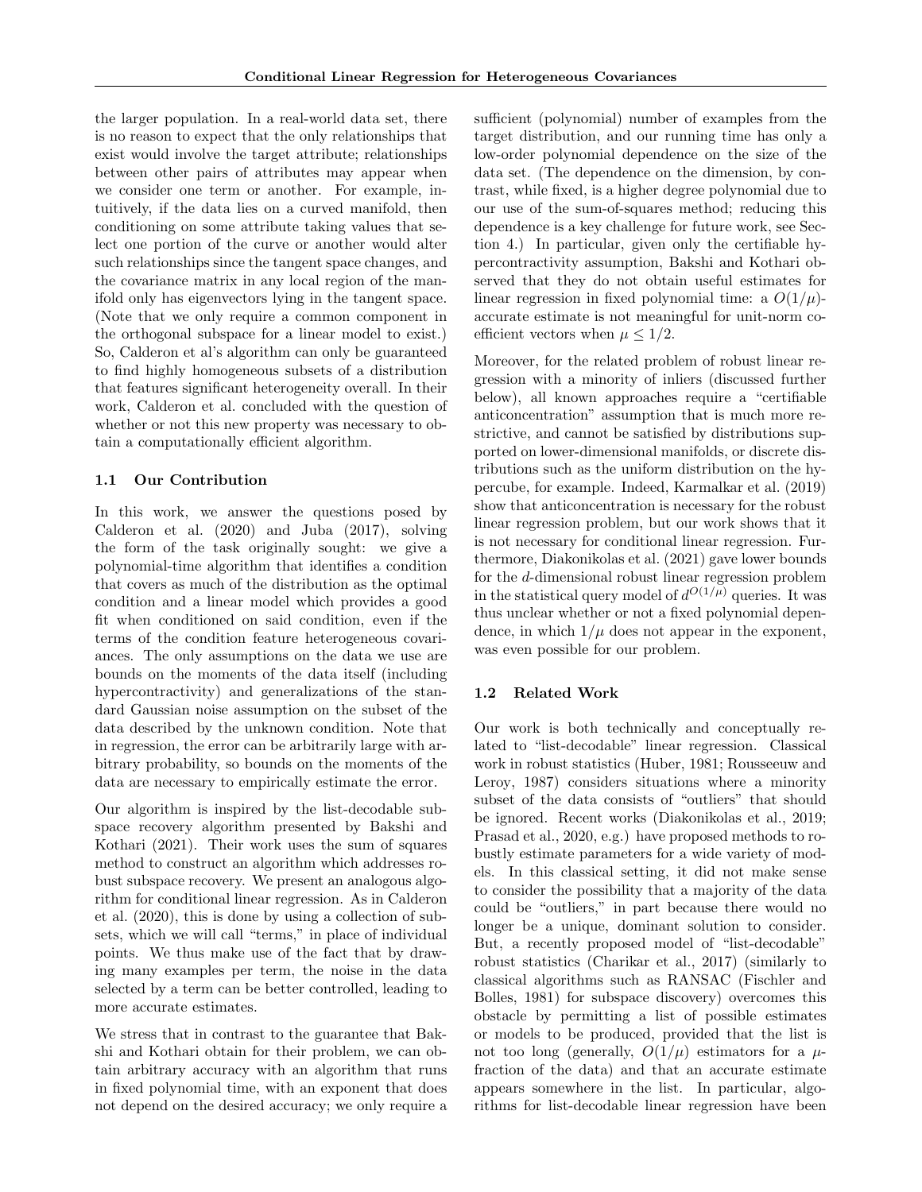the larger population. In a real-world data set, there is no reason to expect that the only relationships that exist would involve the target attribute; relationships between other pairs of attributes may appear when we consider one term or another. For example, intuitively, if the data lies on a curved manifold, then conditioning on some attribute taking values that select one portion of the curve or another would alter such relationships since the tangent space changes, and the covariance matrix in any local region of the manifold only has eigenvectors lying in the tangent space. (Note that we only require a common component in the orthogonal subspace for a linear model to exist.) So, Calderon et al's algorithm can only be guaranteed to find highly homogeneous subsets of a distribution that features significant heterogeneity overall. In their work, Calderon et al. concluded with the question of whether or not this new property was necessary to obtain a computationally efficient algorithm.

### 1.1 Our Contribution

In this work, we answer the questions posed by Calderon et al. (2020) and Juba (2017), solving the form of the task originally sought: we give a polynomial-time algorithm that identifies a condition that covers as much of the distribution as the optimal condition and a linear model which provides a good fit when conditioned on said condition, even if the terms of the condition feature heterogeneous covariances. The only assumptions on the data we use are bounds on the moments of the data itself (including hypercontractivity) and generalizations of the standard Gaussian noise assumption on the subset of the data described by the unknown condition. Note that in regression, the error can be arbitrarily large with arbitrary probability, so bounds on the moments of the data are necessary to empirically estimate the error.

Our algorithm is inspired by the list-decodable subspace recovery algorithm presented by Bakshi and Kothari (2021). Their work uses the sum of squares method to construct an algorithm which addresses robust subspace recovery. We present an analogous algorithm for conditional linear regression. As in Calderon et al. (2020), this is done by using a collection of subsets, which we will call "terms," in place of individual points. We thus make use of the fact that by drawing many examples per term, the noise in the data selected by a term can be better controlled, leading to more accurate estimates.

We stress that in contrast to the guarantee that Bakshi and Kothari obtain for their problem, we can obtain arbitrary accuracy with an algorithm that runs in fixed polynomial time, with an exponent that does not depend on the desired accuracy; we only require a sufficient (polynomial) number of examples from the target distribution, and our running time has only a low-order polynomial dependence on the size of the data set. (The dependence on the dimension, by contrast, while fixed, is a higher degree polynomial due to our use of the sum-of-squares method; reducing this dependence is a key challenge for future work, see Section 4.) In particular, given only the certifiable hypercontractivity assumption, Bakshi and Kothari observed that they do not obtain useful estimates for linear regression in fixed polynomial time: a $O(1/\mu)$-accurate estimate is not meaningful for unit-norm coefficient vectors when $\mu \leq 1/2$.

Moreover, for the related problem of robust linear regression with a minority of inliers (discussed further below), all known approaches require a "certifiable anticoncentration" assumption that is much more restrictive, and cannot be satisfied by distributions supported on lower-dimensional manifolds, or discrete distributions such as the uniform distribution on the hypercube, for example. Indeed, Karmalkar et al. (2019) show that anticoncentration is necessary for the robust linear regression problem, but our work shows that it is not necessary for conditional linear regression. Furthermore, Diakonikolas et al. (2021) gave lower bounds for the $d$-dimensional robust linear regression problem in the statistical query model of $d^{O(1/\mu)}$ queries. It was thus unclear whether or not a fixed polynomial dependence, in which $1/\mu$ does not appear in the exponent, was even possible for our problem.

### 1.2 Related Work

Our work is both technically and conceptually related to "list-decodable" linear regression. Classical work in robust statistics (Huber, 1981; Rousseeuw and Leroy, 1987) considers situations where a minority subset of the data consists of "outliers" that should be ignored. Recent works (Diakonikolas et al., 2019; Prasad et al., 2020, e.g.) have proposed methods to robustly estimate parameters for a wide variety of models. In this classical setting, it did not make sense to consider the possibility that a majority of the data could be "outliers," in part because there would no longer be a unique, dominant solution to consider. But, a recently proposed model of "list-decodable" robust statistics (Charikar et al., 2017) (similarly to classical algorithms such as RANSAC (Fischler and Bolles, 1981) for subspace discovery) overcomes this obstacle by permitting a list of possible estimates or models to be produced, provided that the list is not too long (generally, $O(1/\mu)$ estimators for a $\mu$-fraction of the data) and that an accurate estimate appears somewhere in the list. In particular, algorithms for list-decodable linear regression have been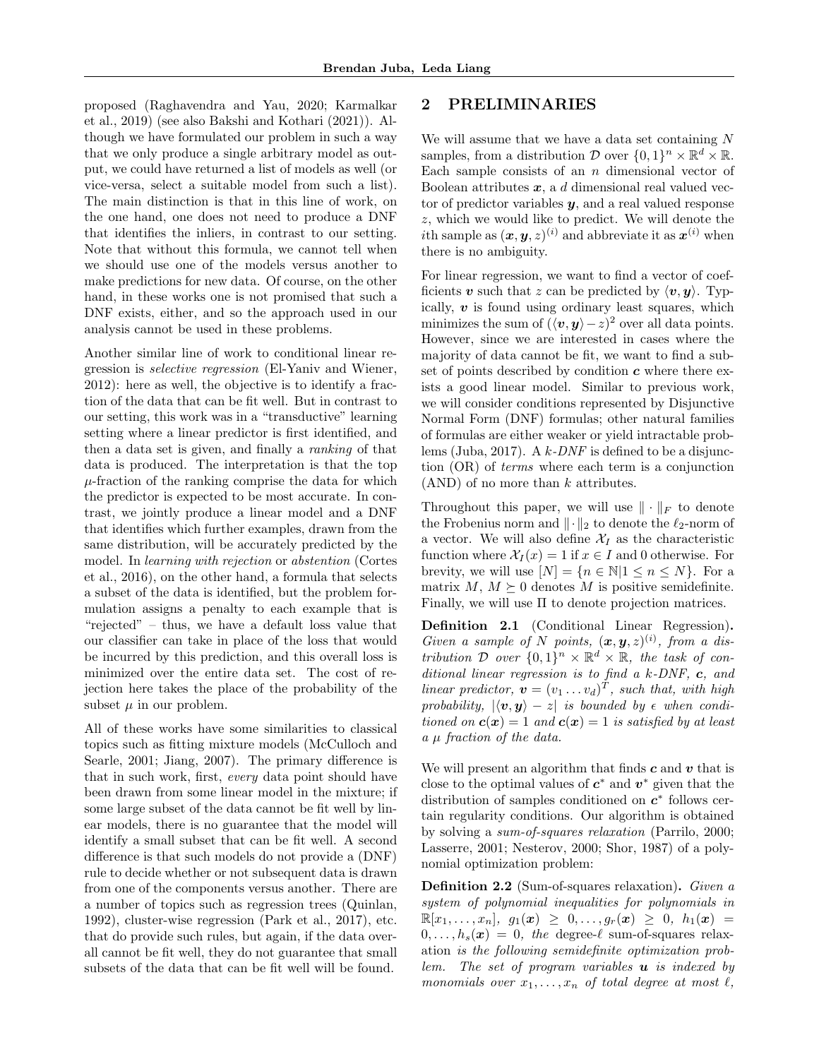proposed (Raghavendra and Yau, 2020; Karmalkar et al., 2019) (see also Bakshi and Kothari (2021)). Although we have formulated our problem in such a way that we only produce a single arbitrary model as output, we could have returned a list of models as well (or vice-versa, select a suitable model from such a list). The main distinction is that in this line of work, on the one hand, one does not need to produce a DNF that identifies the inliers, in contrast to our setting. Note that without this formula, we cannot tell when we should use one of the models versus another to make predictions for new data. Of course, on the other hand, in these works one is not promised that such a DNF exists, either, and so the approach used in our analysis cannot be used in these problems.

Another similar line of work to conditional linear regression is *selective regression* (El-Yaniv and Wiener, 2012): here as well, the objective is to identify a fraction of the data that can be fit well. But in contrast to our setting, this work was in a "transductive" learning setting where a linear predictor is first identified, and then a data set is given, and finally a *ranking* of that data is produced. The interpretation is that the top $\mu$-fraction of the ranking comprise the data for which the predictor is expected to be most accurate. In contrast, we jointly produce a linear model and a DNF that identifies which further examples, drawn from the same distribution, will be accurately predicted by the model. In *learning with rejection* or *abstention* (Cortes et al., 2016), on the other hand, a formula that selects a subset of the data is identified, but the problem formulation assigns a penalty to each example that is "rejected" – thus, we have a default loss value that our classifier can take in place of the loss that would be incurred by this prediction, and this overall loss is minimized over the entire data set. The cost of rejection here takes the place of the probability of the subset $\mu$ in our problem.

All of these works have some similarities to classical topics such as fitting mixture models (McCulloch and Searle, 2001; Jiang, 2007). The primary difference is that in such work, first, *every* data point should have been drawn from some linear model in the mixture; if some large subset of the data cannot be fit well by linear models, there is no guarantee that the model will identify a small subset that can be fit well. A second difference is that such models do not provide a (DNF) rule to decide whether or not subsequent data is drawn from one of the components versus another. There are a number of topics such as regression trees (Quinlan, 1992), cluster-wise regression (Park et al., 2017), etc. that do provide such rules, but again, if the data overall cannot be fit well, they do not guarantee that small subsets of the data that can be fit well will be found.

## 2 PRELIMINARIES

We will assume that we have a data set containing $N$ samples, from a distribution $\mathcal{D}$ over $\{0,1\}^n \times \mathbb{R}^d \times \mathbb{R}$. Each sample consists of an $n$ dimensional vector of Boolean attributes $\boldsymbol{x}$, a $d$ dimensional real valued vector of predictor variables $\boldsymbol{y}$, and a real valued response $z$, which we would like to predict. We will denote the $i$th sample as $(\boldsymbol{x}, \boldsymbol{y}, z)^{(i)}$ and abbreviate it as $\boldsymbol{x}^{(i)}$ when there is no ambiguity.

For linear regression, we want to find a vector of coefficients $\boldsymbol{v}$ such that $z$ can be predicted by $\langle \boldsymbol{v}, \boldsymbol{y} \rangle$. Typically, $\boldsymbol{v}$ is found using ordinary least squares, which minimizes the sum of $(\langle \boldsymbol{v}, \boldsymbol{y} \rangle - z)^2$ over all data points. However, since we are interested in cases where the majority of data cannot be fit, we want to find a subset of points described by condition $\boldsymbol{c}$ where there exists a good linear model. Similar to previous work, we will consider conditions represented by Disjunctive Normal Form (DNF) formulas; other natural families of formulas are either weaker or yield intractable problems (Juba, 2017). A *k-DNF* is defined to be a disjunction (OR) of *terms* where each term is a conjunction (AND) of no more than $k$ attributes.

Throughout this paper, we will use $\|\cdot\|_F$ to denote the Frobenius norm and $\|\cdot\|_2$ to denote the $\ell_2$-norm of a vector. We will also define $\mathcal{X}_I$ as the characteristic function where $\mathcal{X}_I(x) = 1$ if $x \in I$ and 0 otherwise. For brevity, we will use $[N] = \{n \in \mathbb{N} | 1 \leq n \leq N\}$. For a matrix $M$, $M \succeq 0$ denotes $M$ is positive semidefinite. Finally, we will use $\Pi$ to denote projection matrices.

**Definition 2.1** (Conditional Linear Regression)**.** *Given a sample of $N$ points, $(\boldsymbol{x}, \boldsymbol{y}, z)^{(i)}$, from a distribution $\mathcal{D}$ over $\{0,1\}^n \times \mathbb{R}^d \times \mathbb{R}$, the task of conditional linear regression is to find a $k$-DNF, $\boldsymbol{c}$, and linear predictor, $\boldsymbol{v} = (v_1 \ldots v_d)^T$, such that, with high probability, $|\langle \boldsymbol{v}, \boldsymbol{y} \rangle - z|$ is bounded by $\epsilon$ when conditioned on $\boldsymbol{c}(\boldsymbol{x}) = 1$ and $\boldsymbol{c}(\boldsymbol{x}) = 1$ is satisfied by at least a $\mu$ fraction of the data.*

We will present an algorithm that finds $\boldsymbol{c}$ and $\boldsymbol{v}$ that is close to the optimal values of $\boldsymbol{c}^*$ and $\boldsymbol{v}^*$ given that the distribution of samples conditioned on $\boldsymbol{c}^*$ follows certain regularity conditions. Our algorithm is obtained by solving a *sum-of-squares relaxation* (Parrilo, 2000; Lasserre, 2001; Nesterov, 2000; Shor, 1987) of a polynomial optimization problem:

**Definition 2.2** (Sum-of-squares relaxation)**.** *Given a system of polynomial inequalities for polynomials in $\mathbb{R}[x_1, \ldots, x_n]$, $g_1(\boldsymbol{x}) \geq 0, \ldots, g_r(\boldsymbol{x}) \geq 0$, $h_1(\boldsymbol{x}) = 0, \ldots, h_s(\boldsymbol{x}) = 0$, the* degree-$\ell$ sum-of-squares relaxation *is the following semidefinite optimization problem. The set of program variables $\boldsymbol{u}$ is indexed by monomials over $x_1, \ldots, x_n$ of total degree at most $\ell$,*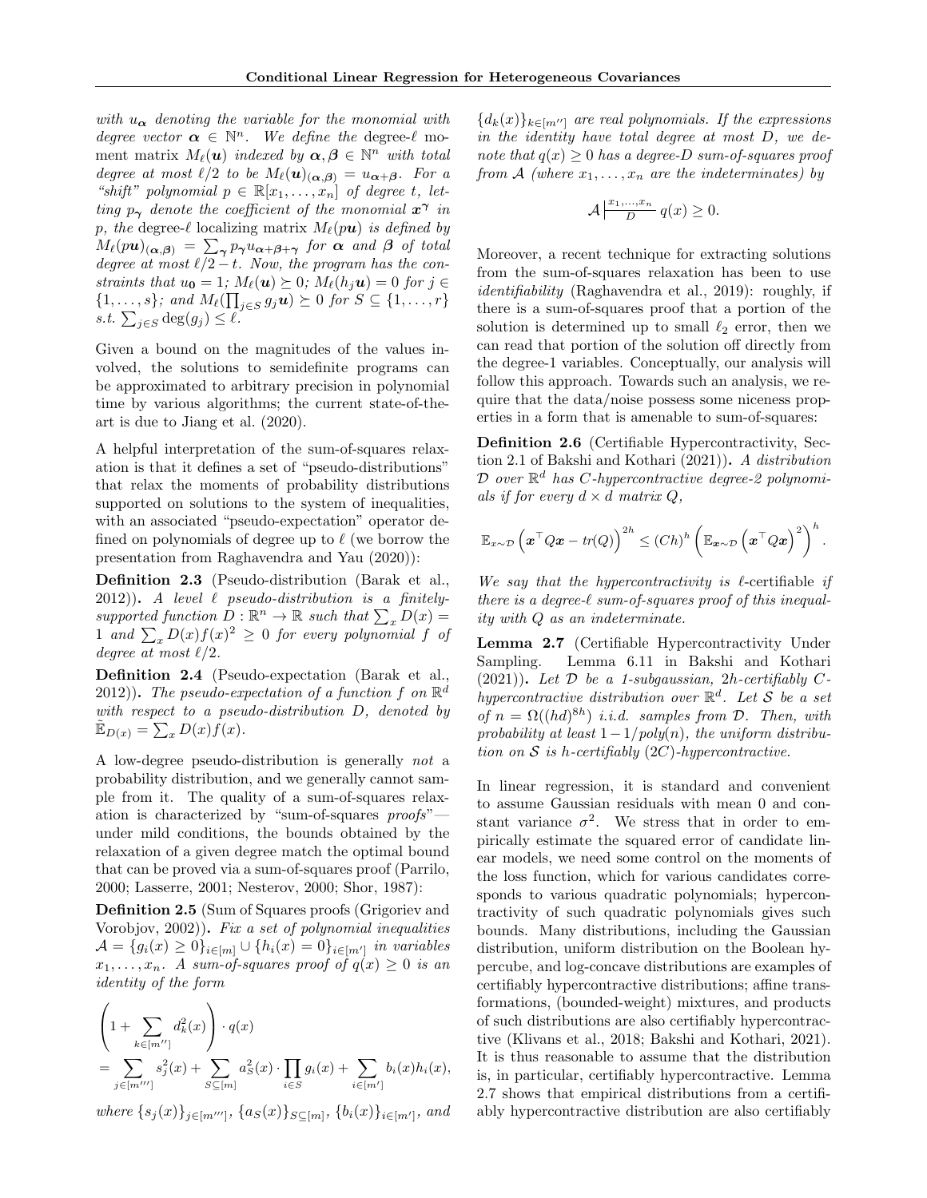with $u_{\boldsymbol{\alpha}}$ denoting the variable for the monomial with degree vector $\boldsymbol{\alpha} \in \mathbb{N}^n$. We define the degree-$\ell$ moment matrix $M_\ell(\boldsymbol{u})$ indexed by $\boldsymbol{\alpha}, \boldsymbol{\beta} \in \mathbb{N}^n$ with total degree at most $\ell/2$ to be $M_\ell(\boldsymbol{u})_{(\boldsymbol{\alpha},\boldsymbol{\beta})} = u_{\boldsymbol{\alpha}+\boldsymbol{\beta}}$. For a "shift" polynomial $p \in \mathbb{R}[x_1, \ldots, x_n]$ of degree $t$, letting $p_{\boldsymbol{\gamma}}$ denote the coefficient of the monomial $\boldsymbol{x}^{\boldsymbol{\gamma}}$ in $p$, the degree-$\ell$ localizing matrix $M_\ell(p\boldsymbol{u})$ is defined by $M_\ell(p\boldsymbol{u})_{(\boldsymbol{\alpha},\boldsymbol{\beta})} = \sum_{\boldsymbol{\gamma}} p_{\boldsymbol{\gamma}} u_{\boldsymbol{\alpha}+\boldsymbol{\beta}+\boldsymbol{\gamma}}$ for $\boldsymbol{\alpha}$ and $\boldsymbol{\beta}$ of total degree at most $\ell/2 - t$. Now, the program has the constraints that $u_{\boldsymbol{0}} = 1$; $M_\ell(\boldsymbol{u}) \succeq 0$; $M_\ell(h_j \boldsymbol{u}) = 0$ for $j \in \{1, \ldots, s\}$; and $M_\ell(\prod_{j \in S} g_j \boldsymbol{u}) \succeq 0$ for $S \subseteq \{1, \ldots, r\}$ s.t. $\sum_{j \in S} \deg(g_j) \leq \ell$.

Given a bound on the magnitudes of the values involved, the solutions to semidefinite programs can be approximated to arbitrary precision in polynomial time by various algorithms; the current state-of-the-art is due to Jiang et al. (2020).

A helpful interpretation of the sum-of-squares relaxation is that it defines a set of "pseudo-distributions" that relax the moments of probability distributions supported on solutions to the system of inequalities, with an associated "pseudo-expectation" operator defined on polynomials of degree up to $\ell$ (we borrow the presentation from Raghavendra and Yau (2020)):

**Definition 2.3** (Pseudo-distribution (Barak et al., 2012))**.** *A level $\ell$ pseudo-distribution is a finitely-supported function $D : \mathbb{R}^n \to \mathbb{R}$ such that $\sum_x D(x) = 1$ and $\sum_x D(x) f(x)^2 \geq 0$ for every polynomial $f$ of degree at most $\ell/2$.*

**Definition 2.4** (Pseudo-expectation (Barak et al., 2012))**.** *The pseudo-expectation of a function $f$ on $\mathbb{R}^d$ with respect to a pseudo-distribution $D$, denoted by $\tilde{\mathbb{E}}_{D(x)} = \sum_x D(x) f(x)$.*

A low-degree pseudo-distribution is generally *not* a probability distribution, and we generally cannot sample from it. The quality of a sum-of-squares relaxation is characterized by "sum-of-squares *proofs*"—under mild conditions, the bounds obtained by the relaxation of a given degree match the optimal bound that can be proved via a sum-of-squares proof (Parrilo, 2000; Lasserre, 2001; Nesterov, 2000; Shor, 1987):

**Definition 2.5** (Sum of Squares proofs (Grigoriev and Vorobjov, 2002))**.** *Fix a set of polynomial inequalities $\mathcal{A} = \{g_i(x) \geq 0\}_{i \in [m]} \cup \{h_i(x) = 0\}_{i \in [m']}$ in variables $x_1, \ldots, x_n$. A sum-of-squares proof of $q(x) \geq 0$ is an identity of the form*

$$\left(1 + \sum_{k \in [m'']} d_k^2(x)\right) \cdot q(x) = \sum_{j \in [m''']} s_j^2(x) + \sum_{S \subseteq [m]} a_S^2(x) \cdot \prod_{i \in S} g_i(x) + \sum_{i \in [m']} b_i(x) h_i(x),$$

*where $\{s_j(x)\}_{j \in [m''']}$, $\{a_S(x)\}_{S \subseteq [m]}$, $\{b_i(x)\}_{i \in [m']}$, and $\{d_k(x)\}_{k \in [m'']}$ are real polynomials. If the expressions in the identity have total degree at most $D$, we denote that $q(x) \geq 0$ has a degree-$D$ sum-of-squares proof from $\mathcal{A}$ (where $x_1, \ldots, x_n$ are the indeterminates) by*

$$\mathcal{A} \left|\frac{x_1, \ldots, x_n}{D}\right. q(x) \geq 0.$$

Moreover, a recent technique for extracting solutions from the sum-of-squares relaxation has been to use *identifiability* (Raghavendra et al., 2019): roughly, if there is a sum-of-squares proof that a portion of the solution is determined up to small $\ell_2$ error, then we can read that portion of the solution off directly from the degree-1 variables. Conceptually, our analysis will follow this approach. Towards such an analysis, we require that the data/noise possess some niceness properties in a form that is amenable to sum-of-squares:

**Definition 2.6** (Certifiable Hypercontractivity, Section 2.1 of Bakshi and Kothari (2021))**.** *A distribution $\mathcal{D}$ over $\mathbb{R}^d$ has $C$-hypercontractive degree-2 polynomials if for every $d \times d$ matrix $Q$,*

$$\mathbb{E}_{x \sim \mathcal{D}} \left(\boldsymbol{x}^\top Q \boldsymbol{x} - tr(Q)\right)^{2h} \leq (Ch)^h \left(\mathbb{E}_{\boldsymbol{x} \sim \mathcal{D}} \left(\boldsymbol{x}^\top Q \boldsymbol{x}\right)^2\right)^h.$$

*We say that the hypercontractivity is $\ell$-certifiable if there is a degree-$\ell$ sum-of-squares proof of this inequality with $Q$ as an indeterminate.*

**Lemma 2.7** (Certifiable Hypercontractivity Under Sampling. Lemma 6.11 in Bakshi and Kothari (2021))**.** *Let $\mathcal{D}$ be a 1-subgaussian, $2h$-certifiably $C$-hypercontractive distribution over $\mathbb{R}^d$. Let $\mathcal{S}$ be a set of $n = \Omega((hd)^{8h})$ i.i.d. samples from $\mathcal{D}$. Then, with probability at least $1 - 1/poly(n)$, the uniform distribution on $\mathcal{S}$ is $h$-certifiably $(2C)$-hypercontractive.*

In linear regression, it is standard and convenient to assume Gaussian residuals with mean 0 and constant variance $\sigma^2$. We stress that in order to empirically estimate the squared error of candidate linear models, we need some control on the moments of the loss function, which for various candidates corresponds to various quadratic polynomials; hypercontractivity of such quadratic polynomials gives such bounds. Many distributions, including the Gaussian distribution, uniform distribution on the Boolean hypercube, and log-concave distributions are examples of certifiably hypercontractive distributions; affine transformations, (bounded-weight) mixtures, and products of such distributions are also certifiably hypercontractive (Klivans et al., 2018; Bakshi and Kothari, 2021). It is thus reasonable to assume that the distribution is, in particular, certifiably hypercontractive. Lemma 2.7 shows that empirical distributions from a certifiably hypercontractive distribution are also certifiably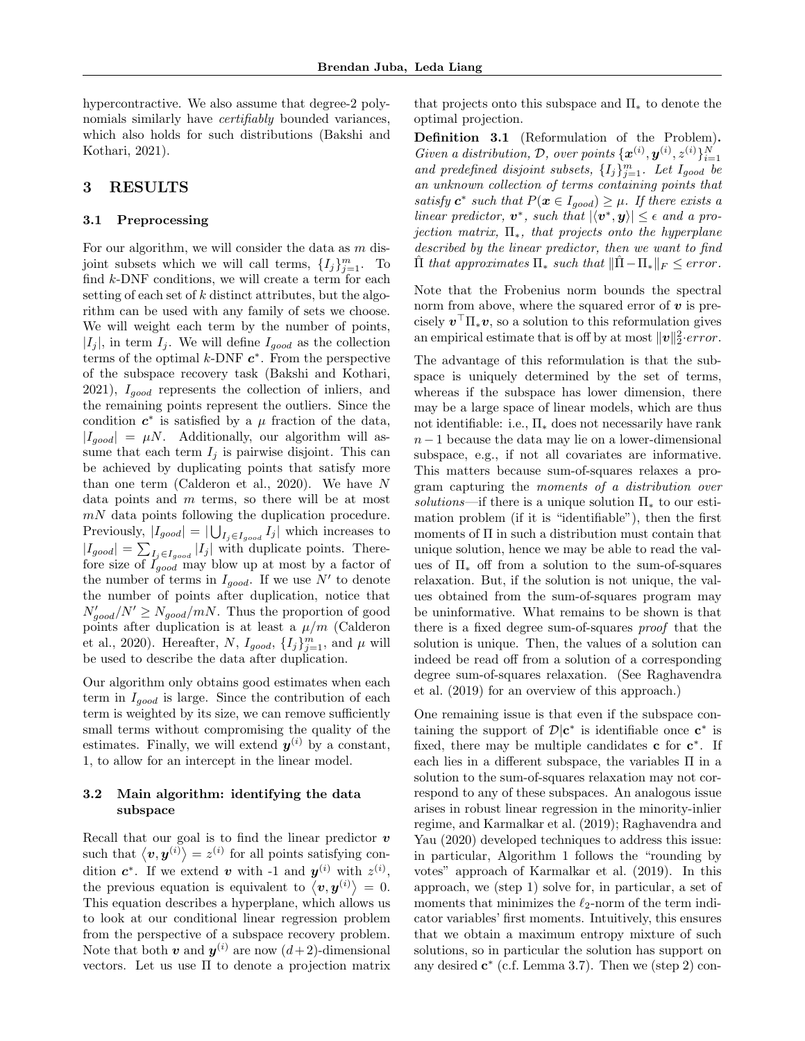hypercontractive. We also assume that degree-2 polynomials similarly have *certifiably* bounded variances, which also holds for such distributions (Bakshi and Kothari, 2021).

## 3 RESULTS

### 3.1 Preprocessing

For our algorithm, we will consider the data as $m$ disjoint subsets which we will call terms, $\{I_j\}_{j=1}^m$. To find $k$-DNF conditions, we will create a term for each setting of each set of $k$ distinct attributes, but the algorithm can be used with any family of sets we choose. We will weight each term by the number of points, $|I_j|$, in term $I_j$. We will define $I_{good}$ as the collection terms of the optimal $k$-DNF $\boldsymbol{c}^*$. From the perspective of the subspace recovery task (Bakshi and Kothari, 2021), $I_{good}$ represents the collection of inliers, and the remaining points represent the outliers. Since the condition $\boldsymbol{c}^*$ is satisfied by a $\mu$ fraction of the data, $|I_{good}| = \mu N$. Additionally, our algorithm will assume that each term $I_j$ is pairwise disjoint. This can be achieved by duplicating points that satisfy more than one term (Calderon et al., 2020). We have $N$ data points and $m$ terms, so there will be at most $mN$ data points following the duplication procedure. Previously, $|I_{good}| = |\bigcup_{I_j \in I_{good}} I_j|$ which increases to $|I_{good}| = \sum_{I_j \in I_{good}} |I_j|$ with duplicate points. Therefore size of $I_{good}$ may blow up at most by a factor of the number of terms in $I_{good}$. If we use $N'$ to denote the number of points after duplication, notice that $N'_{good}/N' \geq N_{good}/mN$. Thus the proportion of good points after duplication is at least a $\mu/m$ (Calderon et al., 2020). Hereafter, $N$, $I_{good}$, $\{I_j\}_{j=1}^m$, and $\mu$ will be used to describe the data after duplication.

Our algorithm only obtains good estimates when each term in $I_{good}$ is large. Since the contribution of each term is weighted by its size, we can remove sufficiently small terms without compromising the quality of the estimates. Finally, we will extend $\boldsymbol{y}^{(i)}$ by a constant, 1, to allow for an intercept in the linear model.

### 3.2 Main algorithm: identifying the data subspace

Recall that our goal is to find the linear predictor $\boldsymbol{v}$ such that $\langle \boldsymbol{v}, \boldsymbol{y}^{(i)} \rangle = z^{(i)}$ for all points satisfying condition $\boldsymbol{c}^*$. If we extend $\boldsymbol{v}$ with -1 and $\boldsymbol{y}^{(i)}$ with $z^{(i)}$, the previous equation is equivalent to $\langle \boldsymbol{v}, \boldsymbol{y}^{(i)} \rangle = 0$. This equation describes a hyperplane, which allows us to look at our conditional linear regression problem from the perspective of a subspace recovery problem. Note that both $\boldsymbol{v}$ and $\boldsymbol{y}^{(i)}$ are now $(d+2)$-dimensional vectors. Let us use $\Pi$ to denote a projection matrix that projects onto this subspace and $\Pi_*$ to denote the optimal projection.

**Definition 3.1** (Reformulation of the Problem)**.** *Given a distribution, $\mathcal{D}$, over points $\{\boldsymbol{x}^{(i)}, \boldsymbol{y}^{(i)}, z^{(i)}\}_{i=1}^N$ and predefined disjoint subsets, $\{I_j\}_{j=1}^m$. Let $I_{good}$ be an unknown collection of terms containing points that satisfy $\boldsymbol{c}^*$ such that $P(\boldsymbol{x} \in I_{good}) \geq \mu$. If there exists a linear predictor, $\boldsymbol{v}^*$, such that $|\langle \boldsymbol{v}^*, \boldsymbol{y} \rangle| \leq \epsilon$ and a projection matrix, $\Pi_*$, that projects onto the hyperplane described by the linear predictor, then we want to find $\hat{\Pi}$ that approximates $\Pi_*$ such that $\|\hat{\Pi} - \Pi_*\|_F \leq error$.*

Note that the Frobenius norm bounds the spectral norm from above, where the squared error of $\boldsymbol{v}$ is precisely $\boldsymbol{v}^\top \Pi_* \boldsymbol{v}$, so a solution to this reformulation gives an empirical estimate that is off by at most $\|\boldsymbol{v}\|_2^2 \cdot error$.

The advantage of this reformulation is that the subspace is uniquely determined by the set of terms, whereas if the subspace has lower dimension, there may be a large space of linear models, which are thus not identifiable: i.e., $\Pi_*$ does not necessarily have rank $n-1$ because the data may lie on a lower-dimensional subspace, e.g., if not all covariates are informative. This matters because sum-of-squares relaxes a program capturing the *moments of a distribution over solutions*—if there is a unique solution $\Pi_*$ to our estimation problem (if it is "identifiable"), then the first moments of $\Pi$ in such a distribution must contain that unique solution, hence we may be able to read the values of $\Pi_*$ off from a solution to the sum-of-squares relaxation. But, if the solution is not unique, the values obtained from the sum-of-squares program may be uninformative. What remains to be shown is that there is a fixed degree sum-of-squares *proof* that the solution is unique. Then, the values of a solution can indeed be read off from a solution of a corresponding degree sum-of-squares relaxation. (See Raghavendra et al. (2019) for an overview of this approach.)

One remaining issue is that even if the subspace containing the support of $\mathcal{D}|\mathbf{c}^*$ is identifiable once $\mathbf{c}^*$ is fixed, there may be multiple candidates $\mathbf{c}$ for $\mathbf{c}^*$. If each lies in a different subspace, the variables $\Pi$ in a solution to the sum-of-squares relaxation may not correspond to any of these subspaces. An analogous issue arises in robust linear regression in the minority-inlier regime, and Karmalkar et al. (2019); Raghavendra and Yau (2020) developed techniques to address this issue: in particular, Algorithm 1 follows the "rounding by votes" approach of Karmalkar et al. (2019). In this approach, we (step 1) solve for, in particular, a set of moments that minimizes the $\ell_2$-norm of the term indicator variables' first moments. Intuitively, this ensures that we obtain a maximum entropy mixture of such solutions, so in particular the solution has support on any desired $\mathbf{c}^*$ (c.f. Lemma 3.7). Then we (step 2) con-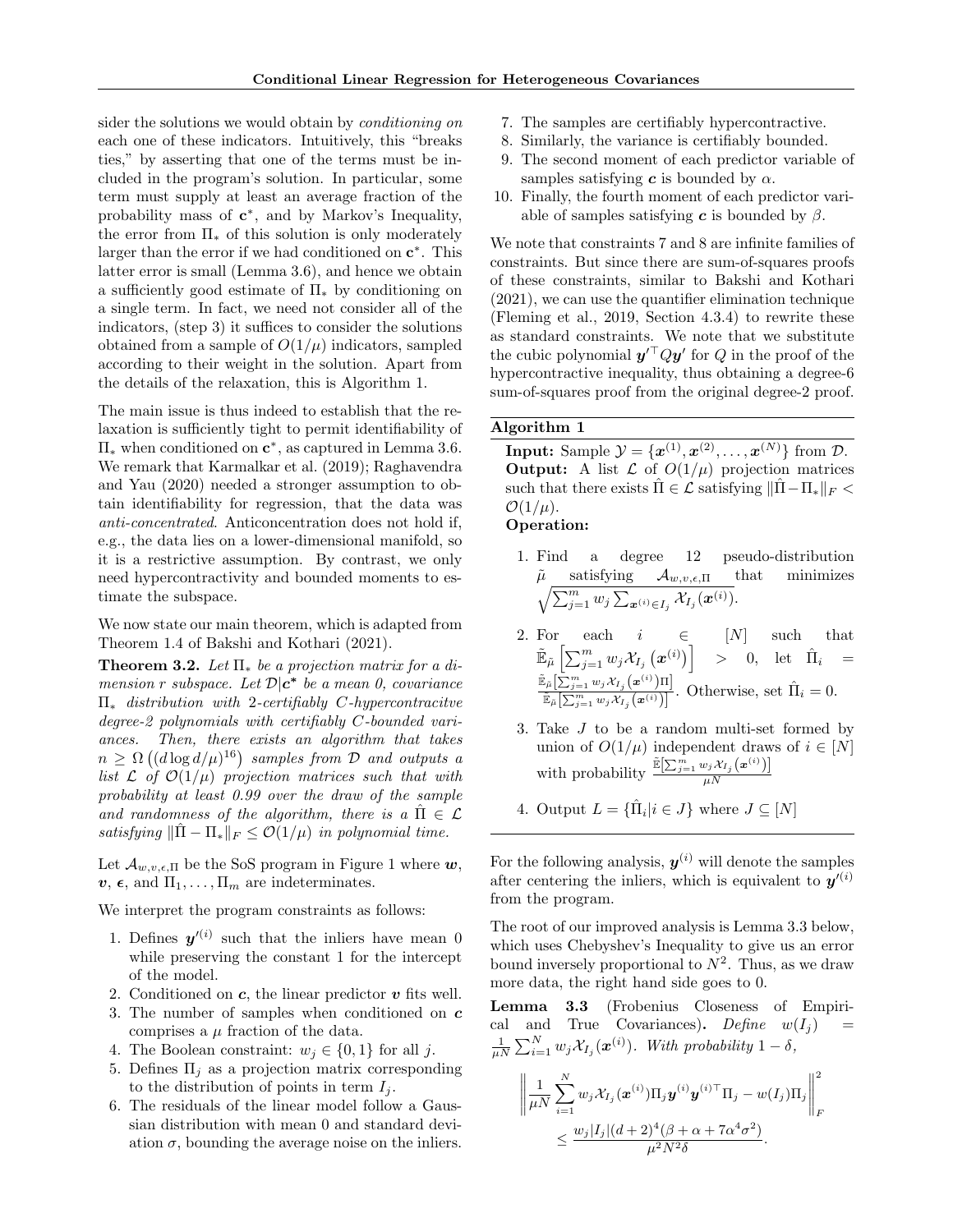sider the solutions we would obtain by *conditioning on* each one of these indicators. Intuitively, this "breaks ties," by asserting that one of the terms must be included in the program's solution. In particular, some term must supply at least an average fraction of the probability mass of $\mathbf{c}^*$, and by Markov's Inequality, the error from $\Pi_*$ of this solution is only moderately larger than the error if we had conditioned on $\mathbf{c}^*$. This latter error is small (Lemma 3.6), and hence we obtain a sufficiently good estimate of $\Pi_*$ by conditioning on a single term. In fact, we need not consider all of the indicators, (step 3) it suffices to consider the solutions obtained from a sample of $O(1/\mu)$ indicators, sampled according to their weight in the solution. Apart from the details of the relaxation, this is Algorithm 1.

The main issue is thus indeed to establish that the relaxation is sufficiently tight to permit identifiability of $\Pi_*$ when conditioned on $\mathbf{c}^*$, as captured in Lemma 3.6. We remark that Karmalkar et al. (2019); Raghavendra and Yau (2020) needed a stronger assumption to obtain identifiability for regression, that the data was *anti-concentrated*. Anticoncentration does not hold if, e.g., the data lies on a lower-dimensional manifold, so it is a restrictive assumption. By contrast, we only need hypercontractivity and bounded moments to estimate the subspace.

We now state our main theorem, which is adapted from Theorem 1.4 of Bakshi and Kothari (2021).

**Theorem 3.2.** *Let $\Pi_*$ be a projection matrix for a dimension $r$ subspace. Let $\mathcal{D}|\mathbf{c}^*$ be a mean 0, covariance $\Pi_*$ distribution with 2-certifiably $C$-hypercontracitve degree-2 polynomials with certifiably $C$-bounded variances. Then, there exists an algorithm that takes $n \geq \Omega\left((d \log d/\mu)^{16}\right)$ samples from $\mathcal{D}$ and outputs a list $\mathcal{L}$ of $\mathcal{O}(1/\mu)$ projection matrices such that with probability at least 0.99 over the draw of the sample and randomness of the algorithm, there is a $\hat{\Pi} \in \mathcal{L}$ satisfying $\|\hat{\Pi} - \Pi_*\|_F \leq \mathcal{O}(1/\mu)$ in polynomial time.*

Let $\mathcal{A}_{w,v,\epsilon,\Pi}$ be the SoS program in Figure 1 where $\boldsymbol{w}$, $\boldsymbol{v}$, $\boldsymbol{\epsilon}$, and $\Pi_1, \ldots, \Pi_m$ are indeterminates.

We interpret the program constraints as follows:

1. Defines $\boldsymbol{y'}^{(i)}$ such that the inliers have mean 0 while preserving the constant 1 for the intercept of the model.
2. Conditioned on $\boldsymbol{c}$, the linear predictor $\boldsymbol{v}$ fits well.
3. The number of samples when conditioned on $\boldsymbol{c}$ comprises a $\mu$ fraction of the data.
4. The Boolean constraint: $w_j \in \{0, 1\}$ for all $j$.
5. Defines $\Pi_j$ as a projection matrix corresponding to the distribution of points in term $I_j$.
6. The residuals of the linear model follow a Gaussian distribution with mean 0 and standard deviation $\sigma$, bounding the average noise on the inliers.
7. The samples are certifiably hypercontractive.
8. Similarly, the variance is certifiably bounded.
9. The second moment of each predictor variable of samples satisfying $\boldsymbol{c}$ is bounded by $\alpha$.
10. Finally, the fourth moment of each predictor variable of samples satisfying $\boldsymbol{c}$ is bounded by $\beta$.

We note that constraints 7 and 8 are infinite families of constraints. But since there are sum-of-squares proofs of these constraints, similar to Bakshi and Kothari (2021), we can use the quantifier elimination technique (Fleming et al., 2019, Section 4.3.4) to rewrite these as standard constraints. We note that we substitute the cubic polynomial $\boldsymbol{y'}^\top Q \boldsymbol{y'}$ for $Q$ in the proof of the hypercontractive inequality, thus obtaining a degree-6 sum-of-squares proof from the original degree-2 proof.

**Algorithm 1**

**Input:** Sample $\mathcal{Y} = \{\boldsymbol{x}^{(1)}, \boldsymbol{x}^{(2)}, \ldots, \boldsymbol{x}^{(N)}\}$ from $\mathcal{D}$.
**Output:** A list $\mathcal{L}$ of $O(1/\mu)$ projection matrices such that there exists $\hat{\Pi} \in \mathcal{L}$ satisfying $\|\hat{\Pi} - \Pi_*\|_F < \mathcal{O}(1/\mu)$.
**Operation:**

1. Find a degree 12 pseudo-distribution $\tilde{\mu}$ satisfying $\mathcal{A}_{w,v,\epsilon,\Pi}$ that minimizes $\sqrt{\sum_{j=1}^m w_j \sum_{\boldsymbol{x}^{(i)} \in I_j} \mathcal{X}_{I_j}(\boldsymbol{x}^{(i)})}$.
2. For each $i \in [N]$ such that $\tilde{\mathbb{E}}_{\tilde{\mu}}\left[\sum_{j=1}^m w_j \mathcal{X}_{I_j}\left(\boldsymbol{x}^{(i)}\right)\right] > 0$, let $\hat{\Pi}_i = \frac{\tilde{\mathbb{E}}_{\tilde{\mu}}\left[\sum_{j=1}^m w_j \mathcal{X}_{I_j}\left(\boldsymbol{x}^{(i)}\right)\Pi\right]}{\tilde{\mathbb{E}}_{\tilde{\mu}}\left[\sum_{j=1}^m w_j \mathcal{X}_{I_j}\left(\boldsymbol{x}^{(i)}\right)\right]}$. Otherwise, set $\hat{\Pi}_i = 0$.
3. Take $J$ to be a random multi-set formed by union of $O(1/\mu)$ independent draws of $i \in [N]$ with probability $\frac{\tilde{\mathbb{E}}\left[\sum_{j=1}^m w_j \mathcal{X}_{I_j}(\boldsymbol{x}^{(i)})\right]}{\mu N}$
4. Output $L = \{\hat{\Pi}_i | i \in J\}$ where $J \subseteq [N]$

For the following analysis, $\boldsymbol{y}^{(i)}$ will denote the samples after centering the inliers, which is equivalent to $\boldsymbol{y'}^{(i)}$ from the program.

The root of our improved analysis is Lemma 3.3 below, which uses Chebyshev's Inequality to give us an error bound inversely proportional to $N^2$. Thus, as we draw more data, the right hand side goes to 0.

**Lemma 3.3** (Frobenius Closeness of Empirical and True Covariances)**.** *Define $w(I_j) = \frac{1}{\mu N} \sum_{i=1}^N w_j \mathcal{X}_{I_j}(\boldsymbol{x}^{(i)})$. With probability $1 - \delta$,*

$$\left\| \frac{1}{\mu N} \sum_{i=1}^N w_j \mathcal{X}_{I_j}(\boldsymbol{x}^{(i)}) \Pi_j \boldsymbol{y}^{(i)} \boldsymbol{y}^{(i)\top} \Pi_j - w(I_j) \Pi_j \right\|_F^2 \leq \frac{w_j |I_j| (d+2)^4 (\beta + \alpha + 7\alpha^4 \sigma^2)}{\mu^2 N^2 \delta}.$$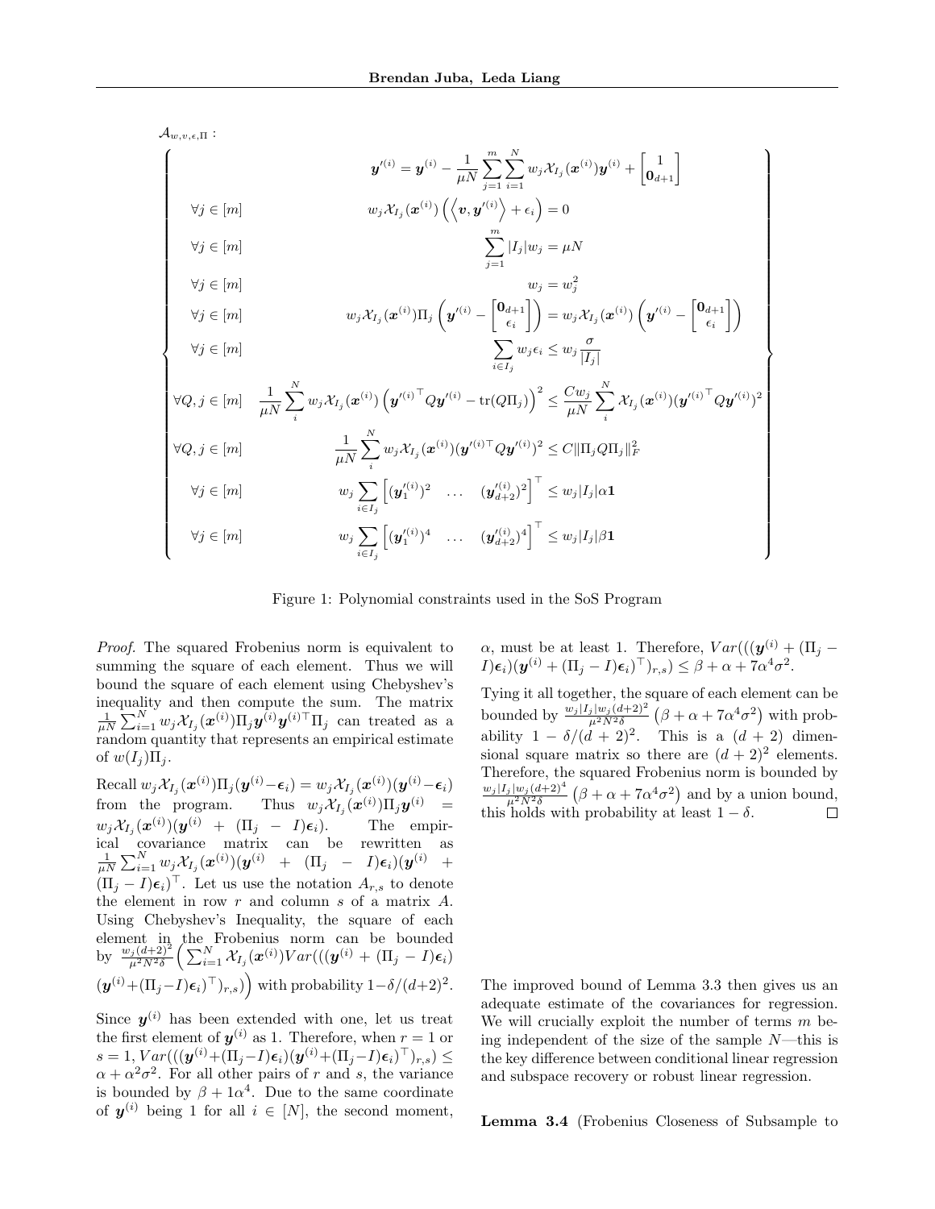$$
\mathcal{A}_{w,v,\epsilon,\Pi}:
\left\{
\begin{array}{ll}
 & \boldsymbol{y}'^{(i)} = \boldsymbol{y}^{(i)} - \frac{1}{\mu N}\sum_{j=1}^{m}\sum_{i=1}^{N} w_j \mathcal{X}_{I_j}(\boldsymbol{x}^{(i)})\boldsymbol{y}^{(i)} + \begin{bmatrix} 1 \\ \boldsymbol{0}_{d+1} \end{bmatrix} \\
\forall j \in [m] & w_j \mathcal{X}_{I_j}(\boldsymbol{x}^{(i)}) \left( \left\langle \boldsymbol{v}, \boldsymbol{y}'^{(i)} \right\rangle + \epsilon_i \right) = 0 \\
\forall j \in [m] & \sum_{j=1}^{m} |I_j| w_j = \mu N \\
\forall j \in [m] & w_j = w_j^2 \\
\forall j \in [m] & w_j \mathcal{X}_{I_j}(\boldsymbol{x}^{(i)}) \Pi_j \left( \boldsymbol{y}'^{(i)} - \begin{bmatrix} \boldsymbol{0}_{d+1} \\ \epsilon_i \end{bmatrix} \right) = w_j \mathcal{X}_{I_j}(\boldsymbol{x}^{(i)}) \left( \boldsymbol{y}'^{(i)} - \begin{bmatrix} \boldsymbol{0}_{d+1} \\ \epsilon_i \end{bmatrix} \right) \\
\forall j \in [m] & \sum_{i \in I_j} w_j \epsilon_i \leq w_j \frac{\sigma}{|I_j|} \\
\forall Q, j \in [m] & \frac{1}{\mu N}\sum_{i}^{N} w_j \mathcal{X}_{I_j}(\boldsymbol{x}^{(i)}) \left( \boldsymbol{y}'^{(i)\top} Q \boldsymbol{y}'^{(i)} - \mathrm{tr}(Q\Pi_j) \right)^2 \leq \frac{C w_j}{\mu N} \sum_{i}^{N} \mathcal{X}_{I_j}(\boldsymbol{x}^{(i)}) (\boldsymbol{y}'^{(i)\top} Q \boldsymbol{y}'^{(i)})^2 \\
\forall Q, j \in [m] & \frac{1}{\mu N}\sum_{i}^{N} w_j \mathcal{X}_{I_j}(\boldsymbol{x}^{(i)}) (\boldsymbol{y}'^{(i)\top} Q \boldsymbol{y}'^{(i)})^2 \leq C \|\Pi_j Q \Pi_j\|_F^2 \\
\forall j \in [m] & w_j \sum_{i \in I_j} \begin{bmatrix} (\boldsymbol{y}_1'^{(i)})^2 & \dots & (\boldsymbol{y}_{d+2}'^{(i)})^2 \end{bmatrix}^\top \leq w_j |I_j| \alpha \boldsymbol{1} \\
\forall j \in [m] & w_j \sum_{i \in I_j} \begin{bmatrix} (\boldsymbol{y}_1'^{(i)})^4 & \dots & (\boldsymbol{y}_{d+2}'^{(i)})^4 \end{bmatrix}^\top \leq w_j |I_j| \beta \boldsymbol{1}
\end{array}
\right\}
$$

Figure 1: Polynomial constraints used in the SoS Program

*Proof.* The squared Frobenius norm is equivalent to summing the square of each element. Thus we will bound the square of each element using Chebyshev's inequality and then compute the sum. The matrix $\frac{1}{\mu N}\sum_{i=1}^{N} w_j \mathcal{X}_{I_j}(\boldsymbol{x}^{(i)})\Pi_j \boldsymbol{y}^{(i)}\boldsymbol{y}^{(i)\top}\Pi_j$ can treated as a random quantity that represents an empirical estimate of $w(I_j)\Pi_j$.

Recall $w_j \mathcal{X}_{I_j}(\boldsymbol{x}^{(i)})\Pi_j(\boldsymbol{y}^{(i)} - \boldsymbol{\epsilon}_i) = w_j \mathcal{X}_{I_j}(\boldsymbol{x}^{(i)})(\boldsymbol{y}^{(i)} - \boldsymbol{\epsilon}_i)$ from the program. Thus $w_j \mathcal{X}_{I_j}(\boldsymbol{x}^{(i)})\Pi_j \boldsymbol{y}^{(i)} = w_j \mathcal{X}_{I_j}(\boldsymbol{x}^{(i)})(\boldsymbol{y}^{(i)} + (\Pi_j - I)\boldsymbol{\epsilon}_i)$. The empirical covariance matrix can be rewritten as $\frac{1}{\mu N}\sum_{i=1}^{N} w_j \mathcal{X}_{I_j}(\boldsymbol{x}^{(i)})(\boldsymbol{y}^{(i)} + (\Pi_j - I)\boldsymbol{\epsilon}_i)(\boldsymbol{y}^{(i)} + (\Pi_j - I)\boldsymbol{\epsilon}_i)^\top$. Let us use the notation $A_{r,s}$ to denote the element in row $r$ and column $s$ of a matrix $A$. Using Chebyshev's Inequality, the square of each element in the Frobenius norm can be bounded by $\frac{w_j(d+2)^2}{\mu^2 N^2 \delta}\left(\sum_{i=1}^{N} \mathcal{X}_{I_j}(\boldsymbol{x}^{(i)}) Var(((\boldsymbol{y}^{(i)} + (\Pi_j - I)\boldsymbol{\epsilon}_i)(\boldsymbol{y}^{(i)} + (\Pi_j - I)\boldsymbol{\epsilon}_i)^\top)_{r,s})\right)$ with probability $1 - \delta/(d+2)^2$.

Since $\boldsymbol{y}^{(i)}$ has been extended with one, let us treat the first element of $\boldsymbol{y}^{(i)}$ as 1. Therefore, when $r = 1$ or $s = 1$, $Var(((\boldsymbol{y}^{(i)} + (\Pi_j - I)\boldsymbol{\epsilon}_i)(\boldsymbol{y}^{(i)} + (\Pi_j - I)\boldsymbol{\epsilon}_i)^\top)_{r,s}) \leq \alpha + \alpha^2\sigma^2$. For all other pairs of $r$ and $s$, the variance is bounded by $\beta + 1\alpha^4$. Due to the same coordinate of $\boldsymbol{y}^{(i)}$ being 1 for all $i \in [N]$, the second moment, $\alpha$, must be at least 1. Therefore, $Var(((\boldsymbol{y}^{(i)} + (\Pi_j - I)\boldsymbol{\epsilon}_i)(\boldsymbol{y}^{(i)} + (\Pi_j - I)\boldsymbol{\epsilon}_i)^\top)_{r,s}) \leq \beta + \alpha + 7\alpha^4\sigma^2$.

Tying it all together, the square of each element can be bounded by $\frac{w_j |I_j| w_j (d+2)^2}{\mu^2 N^2 \delta}\left(\beta + \alpha + 7\alpha^4\sigma^2\right)$ with probability $1 - \delta/(d+2)^2$. This is a $(d+2)$ dimensional square matrix so there are $(d+2)^2$ elements. Therefore, the squared Frobenius norm is bounded by $\frac{w_j |I_j| w_j (d+2)^4}{\mu^2 N^2 \delta}\left(\beta + \alpha + 7\alpha^4\sigma^2\right)$ and by a union bound, this holds with probability at least $1 - \delta$. □

The improved bound of Lemma 3.3 then gives us an adequate estimate of the covariances for regression. We will crucially exploit the number of terms $m$ being independent of the size of the sample $N$—this is the key difference between conditional linear regression and subspace recovery or robust linear regression.

**Lemma 3.4** (Frobenius Closeness of Subsample to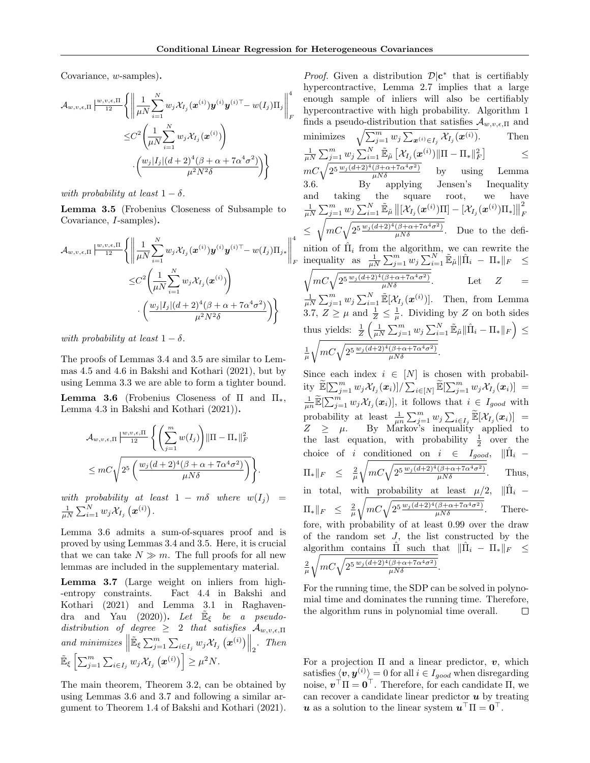Covariance, $w$-samples).

$$\mathcal{A}_{w,v,\epsilon,\Pi} \left|\frac{w,v,\epsilon,\Pi}{12}\right. \left\{ \left\| \frac{1}{\mu N} \sum_{i=1}^{N} w_j \mathcal{X}_{I_j}(\boldsymbol{x}^{(i)}) \boldsymbol{y}^{(i)} \boldsymbol{y}^{(i)\top} - w(I_j)\Pi_j \right\|_F^4 \right.$$
$$\leq C^2 \left( \frac{1}{\mu N} \sum_{i=1}^{N} w_j \mathcal{X}_{I_j}(\boldsymbol{x}^{(i)}) \right)$$
$$\left. \cdot \left( \frac{w_j |I_j| (d+2)^4 (\beta + \alpha + 7\alpha^4\sigma^2)}{\mu^2 N^2 \delta} \right) \right\}$$

*with probability at least* $1 - \delta$.

**Lemma 3.5** (Frobenius Closeness of Subsample to Covariance, $I$-samples)**.**

$$\mathcal{A}_{w,v,\epsilon,\Pi} \left|\frac{w,v,\epsilon,\Pi}{12}\right. \left\{ \left\| \frac{1}{\mu N} \sum_{i=1}^{N} w_j \mathcal{X}_{I_j}(\boldsymbol{x}^{(i)}) \boldsymbol{y}^{(i)} \boldsymbol{y}^{(i)\top} - w(I_j)\Pi_{j*} \right\|_F^4 \right.$$
$$\leq C^2 \left( \frac{1}{\mu N} \sum_{i=1}^{N} w_j \mathcal{X}_{I_j}(\boldsymbol{x}^{(i)}) \right)$$
$$\left. \cdot \left( \frac{w_j |I_j| (d+2)^4 (\beta + \alpha + 7\alpha^4\sigma^2)}{\mu^2 N^2 \delta} \right) \right\}$$

*with probability at least* $1 - \delta$.

The proofs of Lemmas 3.4 and 3.5 are similar to Lemmas 4.5 and 4.6 in Bakshi and Kothari (2021), but by using Lemma 3.3 we are able to form a tighter bound.

**Lemma 3.6** (Frobenius Closeness of $\Pi$ and $\Pi_*$, Lemma 4.3 in Bakshi and Kothari (2021))**.**

$$\mathcal{A}_{w,v,\epsilon,\Pi} \left|\frac{w,v,\epsilon,\Pi}{12}\right. \left\{ \left( \sum_{j=1}^{m} w(I_j) \right) \|\Pi - \Pi_*\|_F^2 \right.$$
$$\left. \leq mC \sqrt{2^5 \left( \frac{w_j (d+2)^4 (\beta + \alpha + 7\alpha^4\sigma^2)}{\mu N \delta} \right)} \right\}.$$

*with probability at least* $1 - m\delta$ *where* $w(I_j) = \frac{1}{\mu N} \sum_{i=1}^{N} w_j \mathcal{X}_{I_j}\left(\boldsymbol{x}^{(i)}\right)$.

Lemma 3.6 admits a sum-of-squares proof and is proved by using Lemmas 3.4 and 3.5. Here, it is crucial that we can take $N \gg m$. The full proofs for all new lemmas are included in the supplementary material.

**Lemma 3.7** (Large weight on inliers from high--entropy constraints. Fact 4.4 in Bakshi and Kothari (2021) and Lemma 3.1 in Raghavendra and Yau (2020))**.** *Let* $\tilde{\mathbb{E}}_\xi$ *be a pseudo-distribution of degree* $\geq 2$ *that satisfies* $\mathcal{A}_{w,v,\epsilon,\Pi}$ *and minimizes* $\left\| \tilde{\mathbb{E}}_\xi \sum_{j=1}^{m} \sum_{i \in I_j} w_j \mathcal{X}_{I_j}\left(\boldsymbol{x}^{(i)}\right) \right\|_2$. *Then* $\tilde{\mathbb{E}}_\xi \left[ \sum_{j=1}^{m} \sum_{i \in I_j} w_j \mathcal{X}_{I_j}\left(\boldsymbol{x}^{(i)}\right) \right] \geq \mu^2 N$.

The main theorem, Theorem 3.2, can be obtained by using Lemmas 3.6 and 3.7 and following a similar argument to Theorem 1.4 of Bakshi and Kothari (2021).

*Proof.* Given a distribution $\mathcal{D}|\mathbf{c}^*$ that is certifiably hypercontractive, Lemma 2.7 implies that a large enough sample of inliers will also be certifiably hypercontractive with high probability. Algorithm 1 finds a pseudo-distribution that satisfies $\mathcal{A}_{w,v,\epsilon,\Pi}$ and minimizes $\sqrt{\sum_{j=1}^{m} w_j \sum_{\boldsymbol{x}^{(i)} \in I_j} \mathcal{X}_{I_j}(\boldsymbol{x}^{(i)})}$. Then $\frac{1}{\mu N} \sum_{j=1}^{m} w_j \sum_{i=1}^{N} \tilde{\mathbb{E}}_{\tilde{\mu}} \left[ \mathcal{X}_{I_j}(\boldsymbol{x}^{(i)}) \|\Pi - \Pi_*\|_F^2 \right] \leq mC\sqrt{2^5 \frac{w_j (d+2)^4 (\beta + \alpha + 7\alpha^4\sigma^2)}{\mu N \delta}}$ by using Lemma 3.6. By applying Jensen's Inequality and taking the square root, we have $\frac{1}{\mu N} \sum_{j=1}^{m} w_j \sum_{i=1}^{N} \tilde{\mathbb{E}}_{\tilde{\mu}} \left\| [\mathcal{X}_{I_j}(\boldsymbol{x}^{(i)})\Pi] - [\mathcal{X}_{I_j}(\boldsymbol{x}^{(i)})\Pi_*] \right\|_F^2 \leq \sqrt{mC\sqrt{2^5 \frac{w_j (d+2)^4 (\beta + \alpha + 7\alpha^4\sigma^2)}{\mu N \delta}}}$. Due to the definition of $\hat{\Pi}_i$ from the algorithm, we can rewrite the inequality as $\frac{1}{\mu N} \sum_{j=1}^{m} w_j \sum_{i=1}^{N} \tilde{\mathbb{E}}_{\tilde{\mu}} \|\hat{\Pi}_i - \Pi_*\|_F \leq \sqrt{mC\sqrt{2^5 \frac{w_j (d+2)^4 (\beta + \alpha + 7\alpha^4\sigma^2)}{\mu N \delta}}}$. Let $Z = \frac{1}{\mu N} \sum_{j=1}^{m} w_j \sum_{i=1}^{N} \tilde{\mathbb{E}}[\mathcal{X}_{I_j}(\boldsymbol{x}^{(i)})]$. Then, from Lemma 3.7, $Z \geq \mu$ and $\frac{1}{Z} \leq \frac{1}{\mu}$. Dividing by $Z$ on both sides thus yields: $\frac{1}{Z} \left( \frac{1}{\mu N} \sum_{j=1}^{m} w_j \sum_{i=1}^{N} \tilde{\mathbb{E}}_{\tilde{\mu}} \|\hat{\Pi}_i - \Pi_*\|_F \right) \leq \frac{1}{\mu} \sqrt{mC\sqrt{2^5 \frac{w_j (d+2)^4 (\beta + \alpha + 7\alpha^4\sigma^2)}{\mu N \delta}}}$.

Since each index $i \in [N]$ is chosen with probability $\widetilde{\mathbb{E}}[\sum_{j=1}^{m} w_j \mathcal{X}_{I_j}(\boldsymbol{x}_i)] / \sum_{i \in [N]} \widetilde{\mathbb{E}}[\sum_{j=1}^{m} w_j \mathcal{X}_{I_j}(\boldsymbol{x}_i)] = \frac{1}{\mu n} \widetilde{\mathbb{E}}[\sum_{j=1}^{m} w_j \mathcal{X}_{I_j}(\boldsymbol{x}_i)]$, it follows that $i \in I_{good}$ with probability at least $\frac{1}{\mu n} \sum_{j=1}^{m} w_j \sum_{i \in I_j} \widetilde{\mathbb{E}}[\mathcal{X}_{I_j}(\boldsymbol{x}_i)] = Z \geq \mu$. By Markov's inequality applied to the last equation, with probability $\frac{1}{2}$ over the choice of $i$ conditioned on $i \in I_{good}$, $\|\hat{\Pi}_i - \Pi_*\|_F \leq \frac{2}{\mu} \sqrt{mC\sqrt{2^5 \frac{w_j (d+2)^4 (\beta + \alpha + 7\alpha^4\sigma^2)}{\mu N \delta}}}$. Thus, in total, with probability at least $\mu/2$, $\|\hat{\Pi}_i - \Pi_*\|_F \leq \frac{2}{\mu} \sqrt{mC\sqrt{2^5 \frac{w_j (d+2)^4 (\beta + \alpha + 7\alpha^4\sigma^2)}{\mu N \delta}}}$. Therefore, with probability of at least 0.99 over the draw of the random set $J$, the list constructed by the algorithm contains $\hat{\Pi}$ such that $\|\hat{\Pi}_i - \Pi_*\|_F \leq \frac{2}{\mu} \sqrt{mC\sqrt{2^5 \frac{w_j (d+2)^4 (\beta + \alpha + 7\alpha^4\sigma^2)}{\mu N \delta}}}$.

For the running time, the SDP can be solved in polynomial time and dominates the running time. Therefore, the algorithm runs in polynomial time overall. $\square$

For a projection $\Pi$ and a linear predictor, $\boldsymbol{v}$, which satisfies $\langle \boldsymbol{v}, \boldsymbol{y}^{(i)} \rangle = 0$ for all $i \in I_{good}$ when disregarding noise, $\boldsymbol{v}^\top \Pi = \mathbf{0}^\top$. Therefore, for each candidate $\Pi$, we can recover a candidate linear predictor $\boldsymbol{u}$ by treating $\boldsymbol{u}$ as a solution to the linear system $\boldsymbol{u}^\top \Pi = \mathbf{0}^\top$.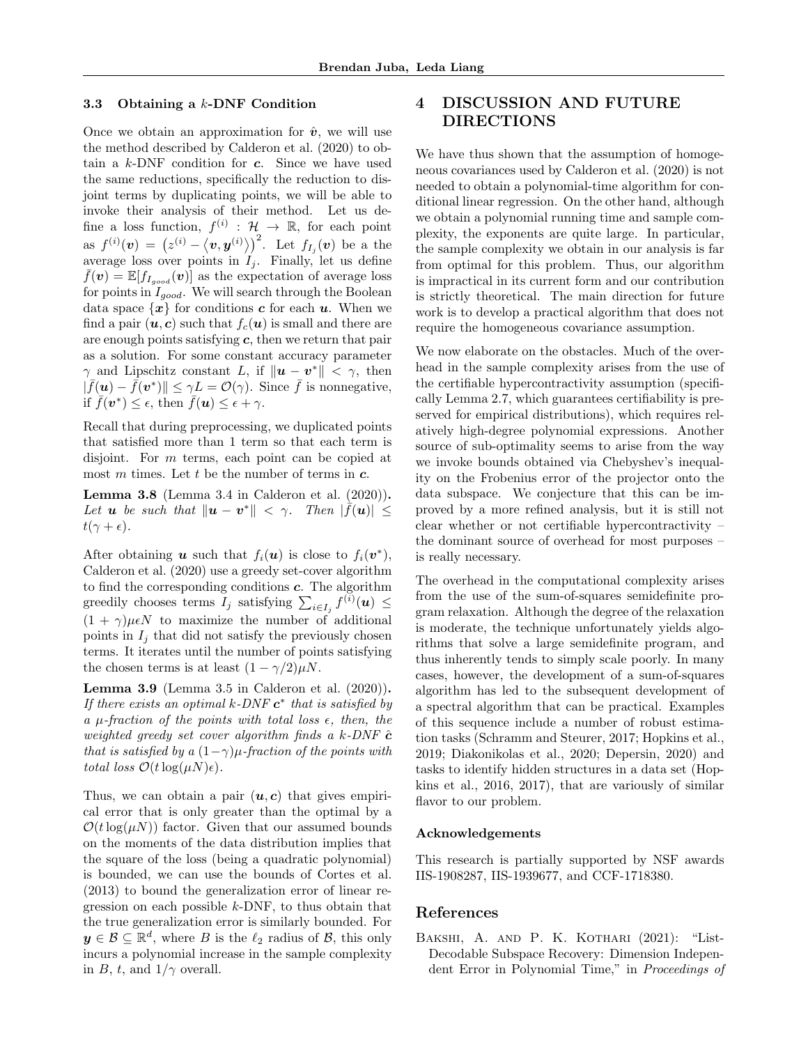### 3.3 Obtaining a $k$-DNF Condition

Once we obtain an approximation for $\hat{\boldsymbol{v}}$, we will use the method described by Calderon et al. (2020) to obtain a $k$-DNF condition for $\boldsymbol{c}$. Since we have used the same reductions, specifically the reduction to disjoint terms by duplicating points, we will be able to invoke their analysis of their method. Let us define a loss function, $f^{(i)} : \mathcal{H} \to \mathbb{R}$, for each point as $f^{(i)}(\boldsymbol{v}) = \left(z^{(i)} - \left\langle \boldsymbol{v}, \boldsymbol{y}^{(i)} \right\rangle\right)^2$. Let $f_{I_j}(\boldsymbol{v})$ be a the average loss over points in $I_j$. Finally, let us define $\bar{f}(\boldsymbol{v}) = \mathbb{E}[f_{I_{good}}(\boldsymbol{v})]$ as the expectation of average loss for points in $I_{good}$. We will search through the Boolean data space $\{\boldsymbol{x}\}$ for conditions $\boldsymbol{c}$ for each $\boldsymbol{u}$. When we find a pair $(\boldsymbol{u}, \boldsymbol{c})$ such that $f_c(\boldsymbol{u})$ is small and there are are enough points satisfying $\boldsymbol{c}$, then we return that pair as a solution. For some constant accuracy parameter $\gamma$ and Lipschitz constant $L$, if $\|\boldsymbol{u} - \boldsymbol{v}^*\| < \gamma$, then $|\bar{f}(\boldsymbol{u}) - \bar{f}(\boldsymbol{v}^*)\| \leq \gamma L = \mathcal{O}(\gamma)$. Since $\bar{f}$ is nonnegative, if $\bar{f}(\boldsymbol{v}^*) \leq \epsilon$, then $\bar{f}(\boldsymbol{u}) \leq \epsilon + \gamma$.

Recall that during preprocessing, we duplicated points that satisfied more than 1 term so that each term is disjoint. For $m$ terms, each point can be copied at most $m$ times. Let $t$ be the number of terms in $\boldsymbol{c}$.

**Lemma 3.8** (Lemma 3.4 in Calderon et al. (2020))**.** *Let $\boldsymbol{u}$ be such that $\|\boldsymbol{u} - \boldsymbol{v}^*\| < \gamma$. Then $|\bar{f}(\boldsymbol{u})| \leq t(\gamma + \epsilon)$.*

After obtaining $\boldsymbol{u}$ such that $f_i(\boldsymbol{u})$ is close to $f_i(\boldsymbol{v}^*)$, Calderon et al. (2020) use a greedy set-cover algorithm to find the corresponding conditions $\boldsymbol{c}$. The algorithm greedily chooses terms $I_j$ satisfying $\sum_{i \in I_j} f^{(i)}(\boldsymbol{u}) \leq (1+\gamma)\mu\epsilon N$ to maximize the number of additional points in $I_j$ that did not satisfy the previously chosen terms. It iterates until the number of points satisfying the chosen terms is at least $(1 - \gamma/2)\mu N$.

**Lemma 3.9** (Lemma 3.5 in Calderon et al. (2020))**.** *If there exists an optimal $k$-DNF $\boldsymbol{c}^*$ that is satisfied by a $\mu$-fraction of the points with total loss $\epsilon$, then, the weighted greedy set cover algorithm finds a $k$-DNF $\hat{\boldsymbol{c}}$ that is satisfied by a $(1-\gamma)\mu$-fraction of the points with total loss $\mathcal{O}(t \log(\mu N)\epsilon)$.*

Thus, we can obtain a pair $(\boldsymbol{u}, \boldsymbol{c})$ that gives empirical error that is only greater than the optimal by a $\mathcal{O}(t\log(\mu N))$ factor. Given that our assumed bounds on the moments of the data distribution implies that the square of the loss (being a quadratic polynomial) is bounded, we can use the bounds of Cortes et al. (2013) to bound the generalization error of linear regression on each possible $k$-DNF, to thus obtain that the true generalization error is similarly bounded. For $\boldsymbol{y} \in \mathcal{B} \subseteq \mathbb{R}^d$, where $B$ is the $\ell_2$ radius of $\mathcal{B}$, this only incurs a polynomial increase in the sample complexity in $B$, $t$, and $1/\gamma$ overall.

## 4 DISCUSSION AND FUTURE DIRECTIONS

We have thus shown that the assumption of homogeneous covariances used by Calderon et al. (2020) is not needed to obtain a polynomial-time algorithm for conditional linear regression. On the other hand, although we obtain a polynomial running time and sample complexity, the exponents are quite large. In particular, the sample complexity we obtain in our analysis is far from optimal for this problem. Thus, our algorithm is impractical in its current form and our contribution is strictly theoretical. The main direction for future work is to develop a practical algorithm that does not require the homogeneous covariance assumption.

We now elaborate on the obstacles. Much of the overhead in the sample complexity arises from the use of the certifiable hypercontractivity assumption (specifically Lemma 2.7, which guarantees certifiability is preserved for empirical distributions), which requires relatively high-degree polynomial expressions. Another source of sub-optimality seems to arise from the way we invoke bounds obtained via Chebyshev's inequality on the Frobenius error of the projector onto the data subspace. We conjecture that this can be improved by a more refined analysis, but it is still not clear whether or not certifiable hypercontractivity – the dominant source of overhead for most purposes – is really necessary.

The overhead in the computational complexity arises from the use of the sum-of-squares semidefinite program relaxation. Although the degree of the relaxation is moderate, the technique unfortunately yields algorithms that solve a large semidefinite program, and thus inherently tends to simply scale poorly. In many cases, however, the development of a sum-of-squares algorithm has led to the subsequent development of a spectral algorithm that can be practical. Examples of this sequence include a number of robust estimation tasks (Schramm and Steurer, 2017; Hopkins et al., 2019; Diakonikolas et al., 2020; Depersin, 2020) and tasks to identify hidden structures in a data set (Hopkins et al., 2016, 2017), that are variously of similar flavor to our problem.

### Acknowledgements

This research is partially supported by NSF awards IIS-1908287, IIS-1939677, and CCF-1718380.

## References

Bakshi, A. and P. K. Kothari (2021): "List-Decodable Subspace Recovery: Dimension Independent Error in Polynomial Time," in *Proceedings of*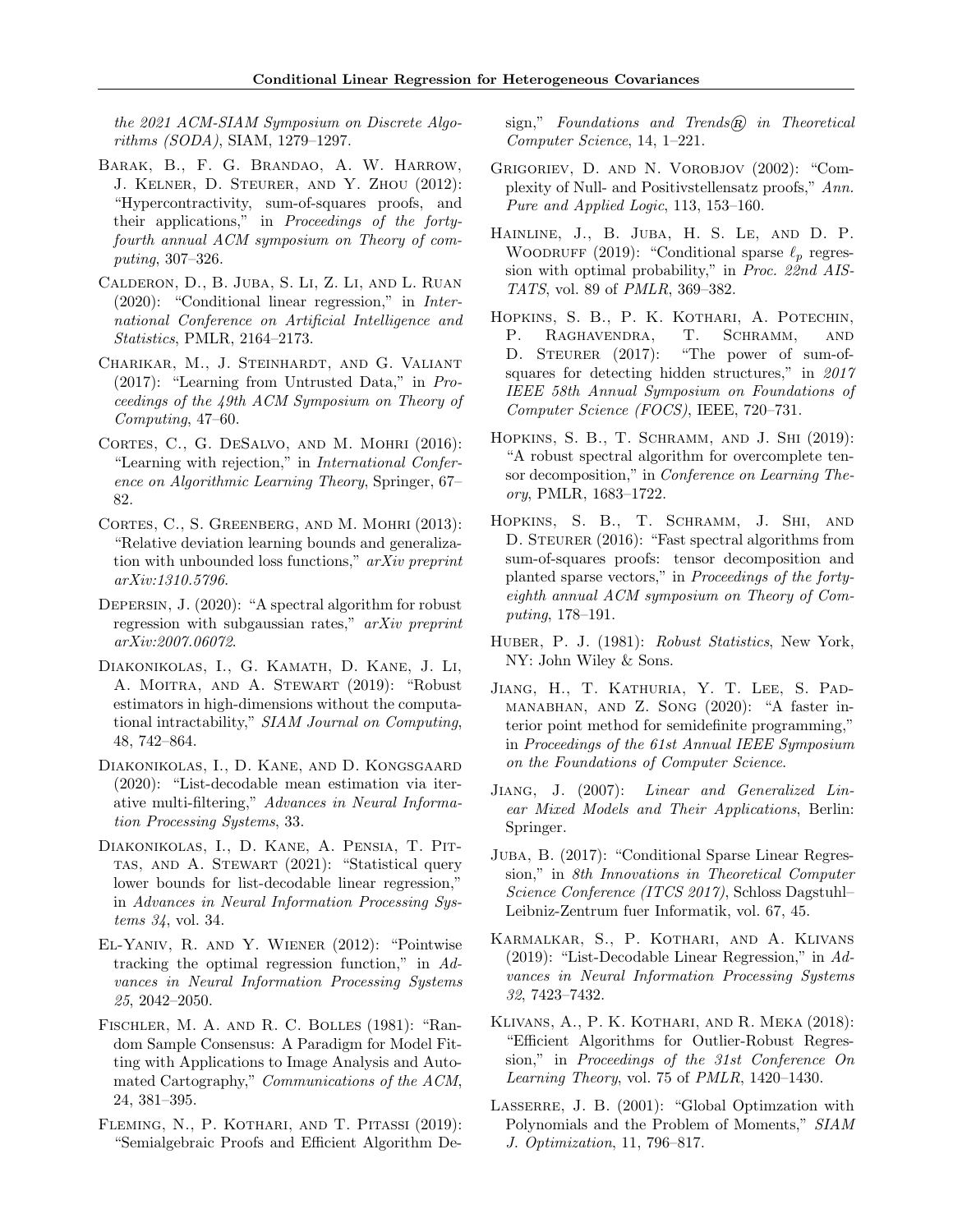the 2021 ACM-SIAM Symposium on Discrete Algorithms (SODA), SIAM, 1279–1297.

Barak, B., F. G. Brandao, A. W. Harrow, J. Kelner, D. Steurer, and Y. Zhou (2012): "Hypercontractivity, sum-of-squares proofs, and their applications," in *Proceedings of the forty-fourth annual ACM symposium on Theory of computing*, 307–326.

Calderon, D., B. Juba, S. Li, Z. Li, and L. Ruan (2020): "Conditional linear regression," in *International Conference on Artificial Intelligence and Statistics*, PMLR, 2164–2173.

Charikar, M., J. Steinhardt, and G. Valiant (2017): "Learning from Untrusted Data," in *Proceedings of the 49th ACM Symposium on Theory of Computing*, 47–60.

Cortes, C., G. DeSalvo, and M. Mohri (2016): "Learning with rejection," in *International Conference on Algorithmic Learning Theory*, Springer, 67–82.

Cortes, C., S. Greenberg, and M. Mohri (2013): "Relative deviation learning bounds and generalization with unbounded loss functions," *arXiv preprint arXiv:1310.5796*.

Depersin, J. (2020): "A spectral algorithm for robust regression with subgaussian rates," *arXiv preprint arXiv:2007.06072*.

Diakonikolas, I., G. Kamath, D. Kane, J. Li, A. Moitra, and A. Stewart (2019): "Robust estimators in high-dimensions without the computational intractability," *SIAM Journal on Computing*, 48, 742–864.

Diakonikolas, I., D. Kane, and D. Kongsgaard (2020): "List-decodable mean estimation via iterative multi-filtering," *Advances in Neural Information Processing Systems*, 33.

Diakonikolas, I., D. Kane, A. Pensia, T. Pittas, and A. Stewart (2021): "Statistical query lower bounds for list-decodable linear regression," in *Advances in Neural Information Processing Systems 34*, vol. 34.

El-Yaniv, R. and Y. Wiener (2012): "Pointwise tracking the optimal regression function," in *Advances in Neural Information Processing Systems 25*, 2042–2050.

Fischler, M. A. and R. C. Bolles (1981): "Random Sample Consensus: A Paradigm for Model Fitting with Applications to Image Analysis and Automated Cartography," *Communications of the ACM*, 24, 381–395.

Fleming, N., P. Kothari, and T. Pitassi (2019): "Semialgebraic Proofs and Efficient Algorithm Design," *Foundations and Trends® in Theoretical Computer Science*, 14, 1–221.

Grigoriev, D. and N. Vorobjov (2002): "Complexity of Null- and Positivstellensatz proofs," *Ann. Pure and Applied Logic*, 113, 153–160.

Hainline, J., B. Juba, H. S. Le, and D. P. Woodruff (2019): "Conditional sparse $\ell_p$ regression with optimal probability," in *Proc. 22nd AISTATS*, vol. 89 of *PMLR*, 369–382.

Hopkins, S. B., P. K. Kothari, A. Potechin, P. Raghavendra, T. Schramm, and D. Steurer (2017): "The power of sum-of-squares for detecting hidden structures," in *2017 IEEE 58th Annual Symposium on Foundations of Computer Science (FOCS)*, IEEE, 720–731.

Hopkins, S. B., T. Schramm, and J. Shi (2019): "A robust spectral algorithm for overcomplete tensor decomposition," in *Conference on Learning Theory*, PMLR, 1683–1722.

Hopkins, S. B., T. Schramm, J. Shi, and D. Steurer (2016): "Fast spectral algorithms from sum-of-squares proofs: tensor decomposition and planted sparse vectors," in *Proceedings of the forty-eighth annual ACM symposium on Theory of Computing*, 178–191.

Huber, P. J. (1981): *Robust Statistics*, New York, NY: John Wiley & Sons.

Jiang, H., T. Kathuria, Y. T. Lee, S. Padmanabhan, and Z. Song (2020): "A faster interior point method for semidefinite programming," in *Proceedings of the 61st Annual IEEE Symposium on the Foundations of Computer Science*.

Jiang, J. (2007): *Linear and Generalized Linear Mixed Models and Their Applications*, Berlin: Springer.

Juba, B. (2017): "Conditional Sparse Linear Regression," in *8th Innovations in Theoretical Computer Science Conference (ITCS 2017)*, Schloss Dagstuhl–Leibniz-Zentrum fuer Informatik, vol. 67, 45.

Karmalkar, S., P. Kothari, and A. Klivans (2019): "List-Decodable Linear Regression," in *Advances in Neural Information Processing Systems 32*, 7423–7432.

Klivans, A., P. K. Kothari, and R. Meka (2018): "Efficient Algorithms for Outlier-Robust Regression," in *Proceedings of the 31st Conference On Learning Theory*, vol. 75 of *PMLR*, 1420–1430.

Lasserre, J. B. (2001): "Global Optimzation with Polynomials and the Problem of Moments," *SIAM J. Optimization*, 11, 796–817.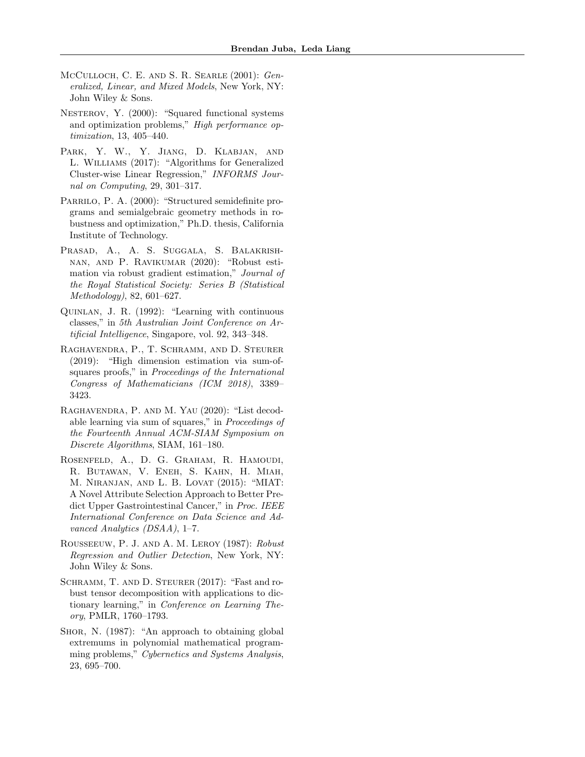McCulloch, C. E. and S. R. Searle (2001): *Generalized, Linear, and Mixed Models*, New York, NY: John Wiley & Sons.

Nesterov, Y. (2000): "Squared functional systems and optimization problems," *High performance optimization*, 13, 405–440.

Park, Y. W., Y. Jiang, D. Klabjan, and L. Williams (2017): "Algorithms for Generalized Cluster-wise Linear Regression," *INFORMS Journal on Computing*, 29, 301–317.

Parrilo, P. A. (2000): "Structured semidefinite programs and semialgebraic geometry methods in robustness and optimization," Ph.D. thesis, California Institute of Technology.

Prasad, A., A. S. Suggala, S. Balakrishnan, and P. Ravikumar (2020): "Robust estimation via robust gradient estimation," *Journal of the Royal Statistical Society: Series B (Statistical Methodology)*, 82, 601–627.

Quinlan, J. R. (1992): "Learning with continuous classes," in *5th Australian Joint Conference on Artificial Intelligence*, Singapore, vol. 92, 343–348.

Raghavendra, P., T. Schramm, and D. Steurer (2019): "High dimension estimation via sum-of-squares proofs," in *Proceedings of the International Congress of Mathematicians (ICM 2018)*, 3389–3423.

Raghavendra, P. and M. Yau (2020): "List decodable learning via sum of squares," in *Proceedings of the Fourteenth Annual ACM-SIAM Symposium on Discrete Algorithms*, SIAM, 161–180.

Rosenfeld, A., D. G. Graham, R. Hamoudi, R. Butawan, V. Eneh, S. Kahn, H. Miah, M. Niranjan, and L. B. Lovat (2015): "MIAT: A Novel Attribute Selection Approach to Better Predict Upper Gastrointestinal Cancer," in *Proc. IEEE International Conference on Data Science and Advanced Analytics (DSAA)*, 1–7.

Rousseeuw, P. J. and A. M. Leroy (1987): *Robust Regression and Outlier Detection*, New York, NY: John Wiley & Sons.

Schramm, T. and D. Steurer (2017): "Fast and robust tensor decomposition with applications to dictionary learning," in *Conference on Learning Theory*, PMLR, 1760–1793.

Shor, N. (1987): "An approach to obtaining global extremums in polynomial mathematical programming problems," *Cybernetics and Systems Analysis*, 23, 695–700.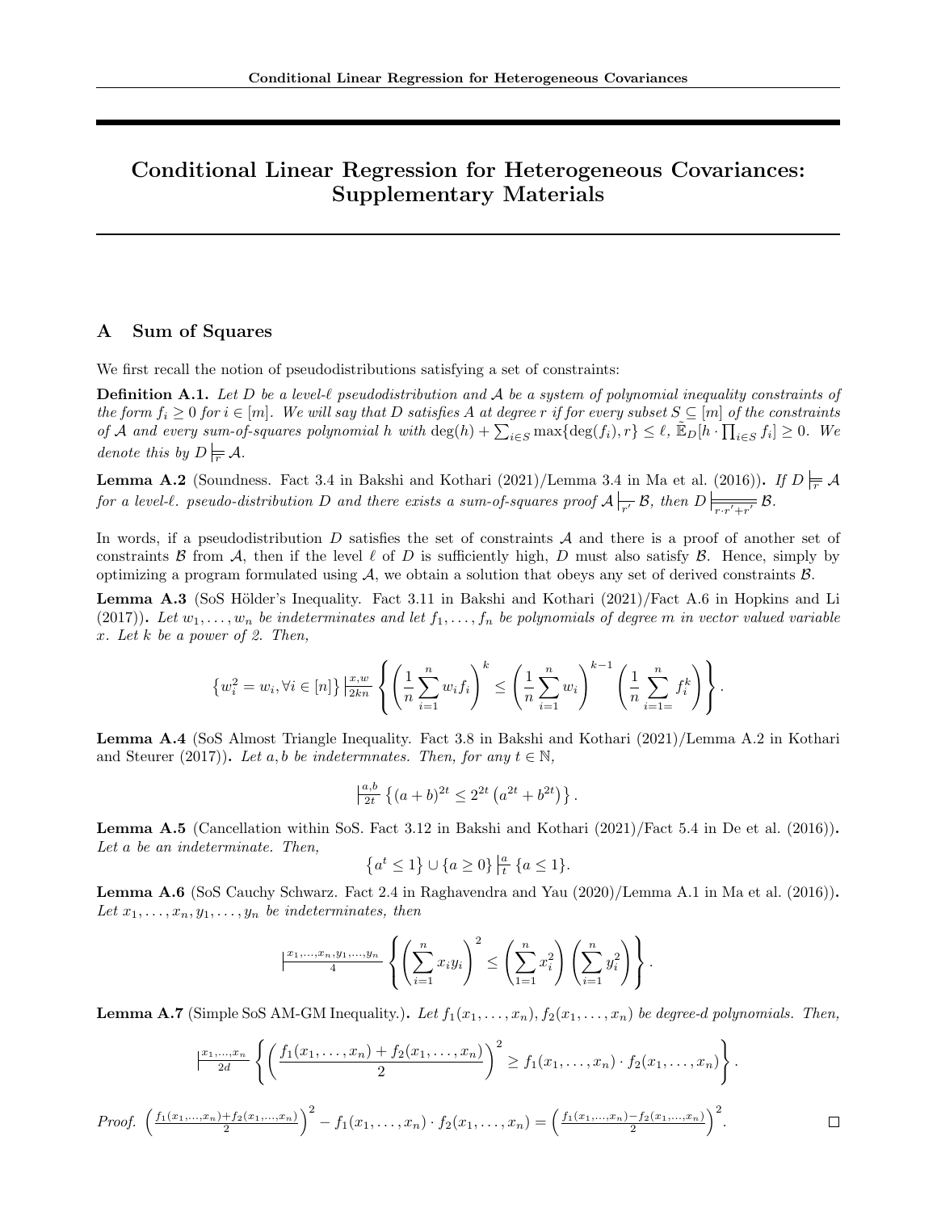# Conditional Linear Regression for Heterogeneous Covariances: Supplementary Materials

## A Sum of Squares

We first recall the notion of pseudodistributions satisfying a set of constraints:

**Definition A.1.** *Let $D$ be a level-$\ell$ pseudodistribution and $\mathcal{A}$ be a system of polynomial inequality constraints of the form $f_i \geq 0$ for $i \in [m]$. We will say that $D$ satisfies $A$ at degree $r$ if for every subset $S \subseteq [m]$ of the constraints of $\mathcal{A}$ and every sum-of-squares polynomial $h$ with $\deg(h) + \sum_{i \in S} \max\{\deg(f_i), r\} \leq \ell$, $\tilde{\mathbb{E}}_D[h \cdot \prod_{i \in S} f_i] \geq 0$. We denote this by $D \underset{r}{\models} \mathcal{A}$.*

**Lemma A.2** (Soundness. Fact 3.4 in Bakshi and Kothari (2021)/Lemma 3.4 in Ma et al. (2016))**.** *If $D \underset{r}{\models} \mathcal{A}$ for a level-$\ell$. pseudo-distribution $D$ and there exists a sum-of-squares proof $\mathcal{A} \underset{r'}{\vdash} \mathcal{B}$, then $D \underset{r \cdot r' + r'}{\models} \mathcal{B}$.*

In words, if a pseudodistribution $D$ satisfies the set of constraints $\mathcal{A}$ and there is a proof of another set of constraints $\mathcal{B}$ from $\mathcal{A}$, then if the level $\ell$ of $D$ is sufficiently high, $D$ must also satisfy $\mathcal{B}$. Hence, simply by optimizing a program formulated using $\mathcal{A}$, we obtain a solution that obeys any set of derived constraints $\mathcal{B}$.

**Lemma A.3** (SoS Hölder's Inequality. Fact 3.11 in Bakshi and Kothari (2021)/Fact A.6 in Hopkins and Li (2017))**.** *Let $w_1, \dots, w_n$ be indeterminates and let $f_1, \dots, f_n$ be polynomials of degree $m$ in vector valued variable $x$. Let $k$ be a power of 2. Then,*

$$\left\{w_i^2 = w_i, \forall i \in [n]\right\} \underset{2kn}{\overset{x,w}{\vdash}} \left\{ \left(\frac{1}{n}\sum_{i=1}^{n} w_i f_i\right)^k \leq \left(\frac{1}{n}\sum_{i=1}^{n} w_i\right)^{k-1} \left(\frac{1}{n}\sum_{i=1=}^{n} f_i^k\right) \right\}.$$

**Lemma A.4** (SoS Almost Triangle Inequality. Fact 3.8 in Bakshi and Kothari (2021)/Lemma A.2 in Kothari and Steurer (2017))**.** *Let $a, b$ be indetermnates. Then, for any $t \in \mathbb{N}$,*

$$\underset{2t}{\overset{a,b}{\vdash}} \left\{(a+b)^{2t} \leq 2^{2t}\left(a^{2t} + b^{2t}\right)\right\}.$$

**Lemma A.5** (Cancellation within SoS. Fact 3.12 in Bakshi and Kothari (2021)/Fact 5.4 in De et al. (2016))**.** *Let $a$ be an indeterminate. Then,*

$$\left\{a^t \leq 1\right\} \cup \{a \geq 0\} \underset{t}{\overset{a}{\vdash}} \{a \leq 1\}.$$

**Lemma A.6** (SoS Cauchy Schwarz. Fact 2.4 in Raghavendra and Yau (2020)/Lemma A.1 in Ma et al. (2016))**.** *Let $x_1, \dots, x_n, y_1, \dots, y_n$ be indeterminates, then*

$$\underset{4}{\overset{x_1,\dots,x_n,y_1,\dots,y_n}{\vdash}} \left\{ \left(\sum_{i=1}^{n} x_i y_i\right)^2 \leq \left(\sum_{1=1}^{n} x_i^2\right)\left(\sum_{i=1}^{n} y_i^2\right) \right\}.$$

**Lemma A.7** (Simple SoS AM-GM Inequality.)**.** *Let $f_1(x_1, \dots, x_n), f_2(x_1, \dots, x_n)$ be degree-$d$ polynomials. Then,*

$$\underset{2d}{\overset{x_1,\dots,x_n}{\vdash}} \left\{ \left(\frac{f_1(x_1,\dots,x_n) + f_2(x_1,\dots,x_n)}{2}\right)^2 \geq f_1(x_1,\dots,x_n) \cdot f_2(x_1,\dots,x_n) \right\}.$$

*Proof.* $\left(\frac{f_1(x_1,\dots,x_n)+f_2(x_1,\dots,x_n)}{2}\right)^2 - f_1(x_1,\dots,x_n) \cdot f_2(x_1,\dots,x_n) = \left(\frac{f_1(x_1,\dots,x_n)-f_2(x_1,\dots,x_n)}{2}\right)^2.$ ∎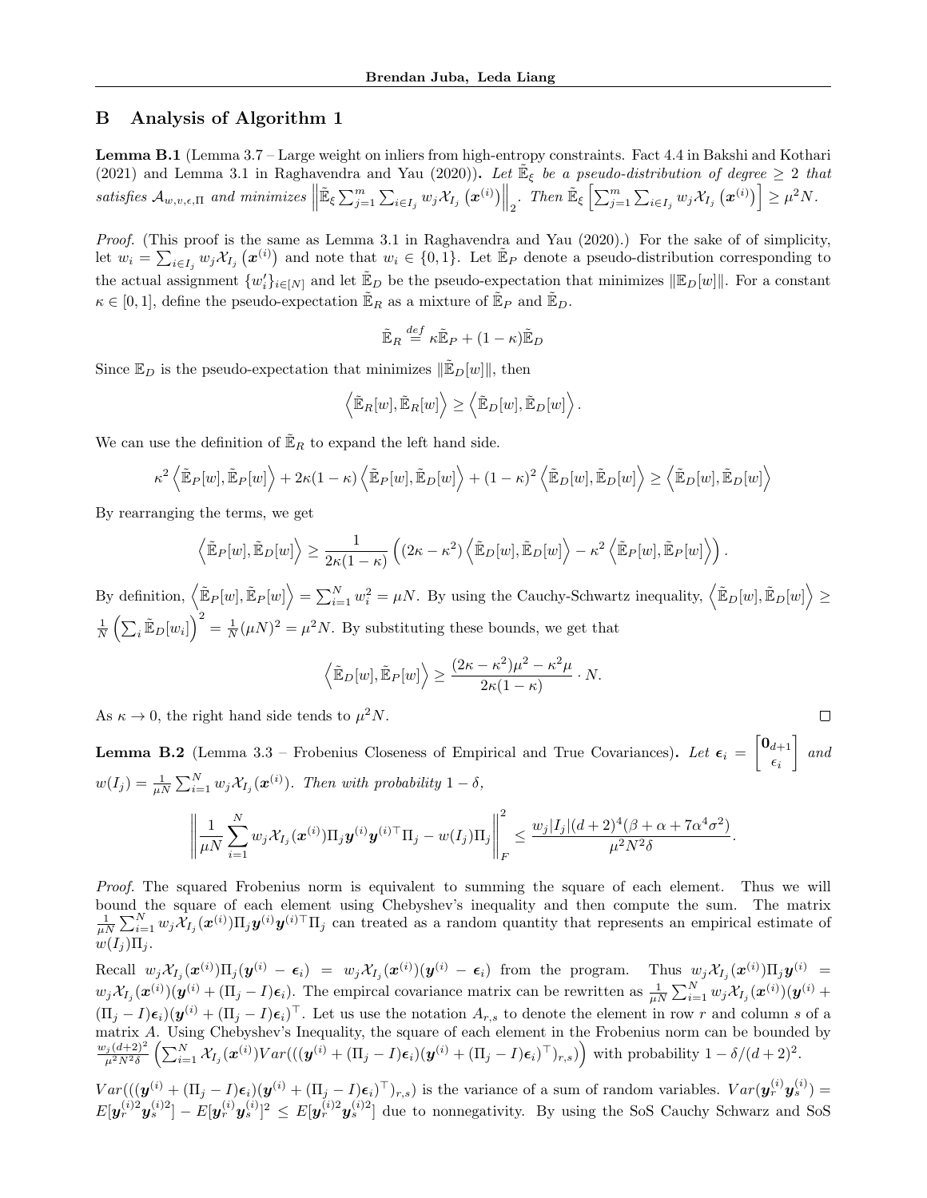## B Analysis of Algorithm 1

**Lemma B.1** (Lemma 3.7 – Large weight on inliers from high-entropy constraints. Fact 4.4 in Bakshi and Kothari (2021) and Lemma 3.1 in Raghavendra and Yau (2020))**.** *Let $\tilde{\mathbb{E}}_\xi$ be a pseudo-distribution of degree $\geq 2$ that satisfies $\mathcal{A}_{w,v,\epsilon,\Pi}$ and minimizes $\left\|\tilde{\mathbb{E}}_\xi \sum_{j=1}^m \sum_{i\in I_j} w_j \mathcal{X}_{I_j}\left(\boldsymbol{x}^{(i)}\right)\right\|_2$. Then $\tilde{\mathbb{E}}_\xi\left[\sum_{j=1}^m \sum_{i\in I_j} w_j \mathcal{X}_{I_j}\left(\boldsymbol{x}^{(i)}\right)\right] \geq \mu^2 N$.*

*Proof.* (This proof is the same as Lemma 3.1 in Raghavendra and Yau (2020).) For the sake of of simplicity, let $w_i = \sum_{i\in I_j} w_j \mathcal{X}_{I_j}\left(\boldsymbol{x}^{(i)}\right)$ and note that $w_i \in \{0,1\}$. Let $\tilde{\mathbb{E}}_P$ denote a pseudo-distribution corresponding to the actual assignment $\{w_i'\}_{i\in[N]}$ and let $\tilde{\mathbb{E}}_D$ be the pseudo-expectation that minimizes $\|\mathbb{E}_D[w]\|$. For a constant $\kappa \in [0,1]$, define the pseudo-expectation $\tilde{\mathbb{E}}_R$ as a mixture of $\tilde{\mathbb{E}}_P$ and $\tilde{\mathbb{E}}_D$.

$$\tilde{\mathbb{E}}_R \stackrel{def}{=} \kappa\tilde{\mathbb{E}}_P + (1-\kappa)\tilde{\mathbb{E}}_D$$

Since $\mathbb{E}_D$ is the pseudo-expectation that minimizes $\|\tilde{\mathbb{E}}_D[w]\|$, then

$$\left\langle \tilde{\mathbb{E}}_R[w], \tilde{\mathbb{E}}_R[w]\right\rangle \geq \left\langle \tilde{\mathbb{E}}_D[w], \tilde{\mathbb{E}}_D[w]\right\rangle.$$

We can use the definition of $\tilde{\mathbb{E}}_R$ to expand the left hand side.

$$\kappa^2\left\langle \tilde{\mathbb{E}}_P[w], \tilde{\mathbb{E}}_P[w]\right\rangle + 2\kappa(1-\kappa)\left\langle \tilde{\mathbb{E}}_P[w], \tilde{\mathbb{E}}_D[w]\right\rangle + (1-\kappa)^2\left\langle \tilde{\mathbb{E}}_D[w], \tilde{\mathbb{E}}_D[w]\right\rangle \geq \left\langle \tilde{\mathbb{E}}_D[w], \tilde{\mathbb{E}}_D[w]\right\rangle$$

By rearranging the terms, we get

$$\left\langle \tilde{\mathbb{E}}_P[w], \tilde{\mathbb{E}}_D[w]\right\rangle \geq \frac{1}{2\kappa(1-\kappa)}\left((2\kappa-\kappa^2)\left\langle \tilde{\mathbb{E}}_D[w], \tilde{\mathbb{E}}_D[w]\right\rangle - \kappa^2\left\langle \tilde{\mathbb{E}}_P[w], \tilde{\mathbb{E}}_P[w]\right\rangle\right).$$

By definition, $\left\langle \tilde{\mathbb{E}}_P[w], \tilde{\mathbb{E}}_P[w]\right\rangle = \sum_{i=1}^N w_i^2 = \mu N$. By using the Cauchy-Schwartz inequality, $\left\langle \tilde{\mathbb{E}}_D[w], \tilde{\mathbb{E}}_D[w]\right\rangle \geq \frac{1}{N}\left(\sum_i \tilde{\mathbb{E}}_D[w_i]\right)^2 = \frac{1}{N}(\mu N)^2 = \mu^2 N$. By substituting these bounds, we get that

$$\left\langle \tilde{\mathbb{E}}_D[w], \tilde{\mathbb{E}}_P[w]\right\rangle \geq \frac{(2\kappa-\kappa^2)\mu^2 - \kappa^2\mu}{2\kappa(1-\kappa)}\cdot N.$$

As $\kappa \to 0$, the right hand side tends to $\mu^2 N$. ∎

**Lemma B.2** (Lemma 3.3 – Frobenius Closeness of Empirical and True Covariances)**.** *Let $\boldsymbol{\epsilon}_i = \begin{bmatrix}\mathbf{0}_{d+1}\\ \epsilon_i\end{bmatrix}$ and $w(I_j) = \frac{1}{\mu N}\sum_{i=1}^N w_j \mathcal{X}_{I_j}(\boldsymbol{x}^{(i)})$. Then with probability $1-\delta$,*

$$\left\|\frac{1}{\mu N}\sum_{i=1}^N w_j \mathcal{X}_{I_j}(\boldsymbol{x}^{(i)})\Pi_j \boldsymbol{y}^{(i)}\boldsymbol{y}^{(i)\top}\Pi_j - w(I_j)\Pi_j\right\|_F^2 \leq \frac{w_j|I_j|(d+2)^4(\beta+\alpha+7\alpha^4\sigma^2)}{\mu^2 N^2\delta}.$$

*Proof.* The squared Frobenius norm is equivalent to summing the square of each element. Thus we will bound the square of each element using Chebyshev's inequality and then compute the sum. The matrix $\frac{1}{\mu N}\sum_{i=1}^N w_j \mathcal{X}_{I_j}(\boldsymbol{x}^{(i)})\Pi_j \boldsymbol{y}^{(i)}\boldsymbol{y}^{(i)\top}\Pi_j$ can treated as a random quantity that represents an empirical estimate of $w(I_j)\Pi_j$.

Recall $w_j\mathcal{X}_{I_j}(\boldsymbol{x}^{(i)})\Pi_j(\boldsymbol{y}^{(i)} - \boldsymbol{\epsilon}_i) = w_j\mathcal{X}_{I_j}(\boldsymbol{x}^{(i)})(\boldsymbol{y}^{(i)} - \boldsymbol{\epsilon}_i)$ from the program. Thus $w_j\mathcal{X}_{I_j}(\boldsymbol{x}^{(i)})\Pi_j\boldsymbol{y}^{(i)} = w_j\mathcal{X}_{I_j}(\boldsymbol{x}^{(i)})(\boldsymbol{y}^{(i)} + (\Pi_j - I)\boldsymbol{\epsilon}_i)$. The empircal covariance matrix can be rewritten as $\frac{1}{\mu N}\sum_{i=1}^N w_j\mathcal{X}_{I_j}(\boldsymbol{x}^{(i)})(\boldsymbol{y}^{(i)} + (\Pi_j - I)\boldsymbol{\epsilon}_i)(\boldsymbol{y}^{(i)} + (\Pi_j - I)\boldsymbol{\epsilon}_i)^\top$. Let us use the notation $A_{r,s}$ to denote the element in row $r$ and column $s$ of a matrix $A$. Using Chebyshev's Inequality, the square of each element in the Frobenius norm can be bounded by $\frac{w_j(d+2)^2}{\mu^2N^2\delta}\left(\sum_{i=1}^N \mathcal{X}_{I_j}(\boldsymbol{x}^{(i)})Var(((\boldsymbol{y}^{(i)} + (\Pi_j - I)\boldsymbol{\epsilon}_i)(\boldsymbol{y}^{(i)} + (\Pi_j - I)\boldsymbol{\epsilon}_i)^\top)_{r,s})\right)$ with probability $1 - \delta/(d+2)^2$.

$Var(((\boldsymbol{y}^{(i)} + (\Pi_j - I)\boldsymbol{\epsilon}_i)(\boldsymbol{y}^{(i)} + (\Pi_j - I)\boldsymbol{\epsilon}_i)^\top)_{r,s})$ is the variance of a sum of random variables. $Var(\boldsymbol{y}_r^{(i)}\boldsymbol{y}_s^{(i)}) = E[\boldsymbol{y}_r^{(i)2}\boldsymbol{y}_s^{(i)2}] - E[\boldsymbol{y}_r^{(i)}\boldsymbol{y}_s^{(i)}]^2 \leq E[\boldsymbol{y}_r^{(i)2}\boldsymbol{y}_s^{(i)2}]$ due to nonnegativity. By using the SoS Cauchy Schwarz and SoS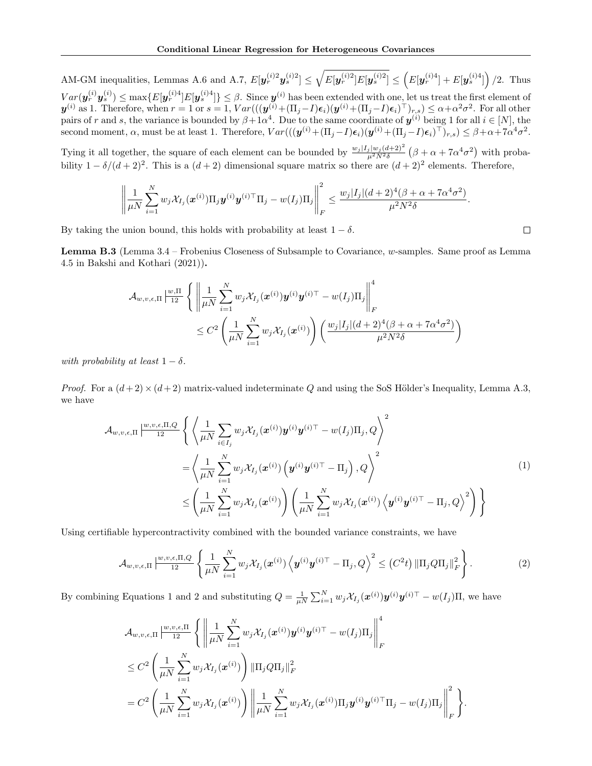AM-GM inequalities, Lemmas A.6 and A.7, $E[\boldsymbol{y}_r^{(i)2}\boldsymbol{y}_s^{(i)2}] \leq \sqrt{E[\boldsymbol{y}_r^{(i)2}]E[\boldsymbol{y}_s^{(i)2}]} \leq \left(E[\boldsymbol{y}_r^{(i)4}] + E[\boldsymbol{y}_s^{(i)4}]\right)/2$. Thus $Var(\boldsymbol{y}_r^{(i)}\boldsymbol{y}_s^{(i)}) \leq \max\{E[\boldsymbol{y}_r^{(i)4}]E[\boldsymbol{y}_s^{(i)4}]\} \leq \beta$. Since $\boldsymbol{y}^{(i)}$ has been extended with one, let us treat the first element of $\boldsymbol{y}^{(i)}$ as 1. Therefore, when $r = 1$ or $s = 1$, $Var(((\boldsymbol{y}^{(i)}+(\Pi_j-I)\boldsymbol{\epsilon}_i)(\boldsymbol{y}^{(i)}+(\Pi_j-I)\boldsymbol{\epsilon}_i)^\top)_{r,s}) \leq \alpha+\alpha^2\sigma^2$. For all other pairs of $r$ and $s$, the variance is bounded by $\beta+1\alpha^4$. Due to the same coordinate of $\boldsymbol{y}^{(i)}$ being 1 for all $i \in [N]$, the second moment, $\alpha$, must be at least 1. Therefore, $Var(((\boldsymbol{y}^{(i)}+(\Pi_j-I)\boldsymbol{\epsilon}_i)(\boldsymbol{y}^{(i)}+(\Pi_j-I)\boldsymbol{\epsilon}_i)^\top)_{r,s}) \leq \beta+\alpha+7\alpha^4\sigma^2$.

Tying it all together, the square of each element can be bounded by $\frac{w_j|I_j|w_j(d+2)^2}{\mu^2N^2\delta}\left(\beta+\alpha+7\alpha^4\sigma^2\right)$ with probability $1-\delta/(d+2)^2$. This is a $(d+2)$ dimensional square matrix so there are $(d+2)^2$ elements. Therefore,

$$
\left\|\frac{1}{\mu N}\sum_{i=1}^{N} w_j\mathcal{X}_{I_j}(\boldsymbol{x}^{(i)})\Pi_j\boldsymbol{y}^{(i)}\boldsymbol{y}^{(i)\top}\Pi_j - w(I_j)\Pi_j\right\|_F^2 \leq \frac{w_j|I_j|(d+2)^4(\beta+\alpha+7\alpha^4\sigma^2)}{\mu^2N^2\delta}.
$$

By taking the union bound, this holds with probability at least $1-\delta$. ∎

**Lemma B.3** (Lemma 3.4 – Frobenius Closeness of Subsample to Covariance, $w$-samples. Same proof as Lemma 4.5 in Bakshi and Kothari (2021))**.**

$$
\mathcal{A}_{w,v,\epsilon,\Pi}\left|\frac{w,\Pi}{12}\right.\left\{\left\|\frac{1}{\mu N}\sum_{i=1}^{N} w_j\mathcal{X}_{I_j}(\boldsymbol{x}^{(i)})\boldsymbol{y}^{(i)}\boldsymbol{y}^{(i)\top} - w(I_j)\Pi_j\right\|_F^4 \right.
\left. \leq C^2\left(\frac{1}{\mu N}\sum_{i=1}^{N} w_j\mathcal{X}_{I_j}(\boldsymbol{x}^{(i)})\right)\left(\frac{w_j|I_j|(d+2)^4(\beta+\alpha+7\alpha^4\sigma^2)}{\mu^2N^2\delta}\right)\right.
$$

*with probability at least* $1-\delta$.

*Proof.* For a $(d+2)\times(d+2)$ matrix-valued indeterminate $Q$ and using the SoS Hölder's Inequality, Lemma A.3, we have

$$
\begin{aligned}
\mathcal{A}_{w,v,\epsilon,\Pi}\left|\frac{w,v,\epsilon,\Pi,Q}{12}\right.\Bigg\{ &\left\langle \frac{1}{\mu N}\sum_{i\in I_j} w_j\mathcal{X}_{I_j}(\boldsymbol{x}^{(i)})\boldsymbol{y}^{(i)}\boldsymbol{y}^{(i)\top} - w(I_j)\Pi_j, Q\right\rangle^2 \\
&= \left\langle \frac{1}{\mu N}\sum_{i=1}^{N} w_j\mathcal{X}_{I_j}(\boldsymbol{x}^{(i)})\left(\boldsymbol{y}^{(i)}\boldsymbol{y}^{(i)\top} - \Pi_j\right), Q\right\rangle^2 \\
&\leq \left(\frac{1}{\mu N}\sum_{i=1}^{N} w_j\mathcal{X}_{I_j}(\boldsymbol{x}^{(i)})\right)\left(\frac{1}{\mu N}\sum_{i=1}^{N} w_j\mathcal{X}_{I_j}(\boldsymbol{x}^{(i)})\left\langle \boldsymbol{y}^{(i)}\boldsymbol{y}^{(i)\top} - \Pi_j, Q\right\rangle^2\right)\Bigg\}
\end{aligned} \tag{1}
$$

Using certifiable hypercontractivity combined with the bounded variance constraints, we have

$$
\mathcal{A}_{w,v,\epsilon,\Pi}\left|\frac{w,v,\epsilon,\Pi,Q}{12}\right.\left\{\frac{1}{\mu N}\sum_{i=1}^{N} w_j\mathcal{X}_{I_j}(\boldsymbol{x}^{(i)})\left\langle \boldsymbol{y}^{(i)}\boldsymbol{y}^{(i)\top} - \Pi_j, Q\right\rangle^2 \leq \left(C^2t\right)\|\Pi_jQ\Pi_j\|_F^2\right\}. \tag{2}
$$

By combining Equations 1 and 2 and substituting $Q = \frac{1}{\mu N}\sum_{i=1}^{N} w_j\mathcal{X}_{I_j}(\boldsymbol{x}^{(i)})\boldsymbol{y}^{(i)}\boldsymbol{y}^{(i)\top} - w(I_j)\Pi$, we have

$$
\begin{aligned}
\mathcal{A}_{w,v,\epsilon,\Pi}\left|\frac{w,v,\epsilon,\Pi}{12}\right.\Bigg\{ &\left\|\frac{1}{\mu N}\sum_{i=1}^{N} w_j\mathcal{X}_{I_j}(\boldsymbol{x}^{(i)})\boldsymbol{y}^{(i)}\boldsymbol{y}^{(i)\top} - w(I_j)\Pi_j\right\|_F^4 \\
&\leq C^2\left(\frac{1}{\mu N}\sum_{i=1}^{N} w_j\mathcal{X}_{I_j}(\boldsymbol{x}^{(i)})\right)\|\Pi_jQ\Pi_j\|_F^2 \\
&= C^2\left(\frac{1}{\mu N}\sum_{i=1}^{N} w_j\mathcal{X}_{I_j}(\boldsymbol{x}^{(i)})\right)\left\|\frac{1}{\mu N}\sum_{i=1}^{N} w_j\mathcal{X}_{I_j}(\boldsymbol{x}^{(i)})\Pi_j\boldsymbol{y}^{(i)}\boldsymbol{y}^{(i)\top}\Pi_j - w(I_j)\Pi_j\right\|_F^2\Bigg\}.
\end{aligned}
$$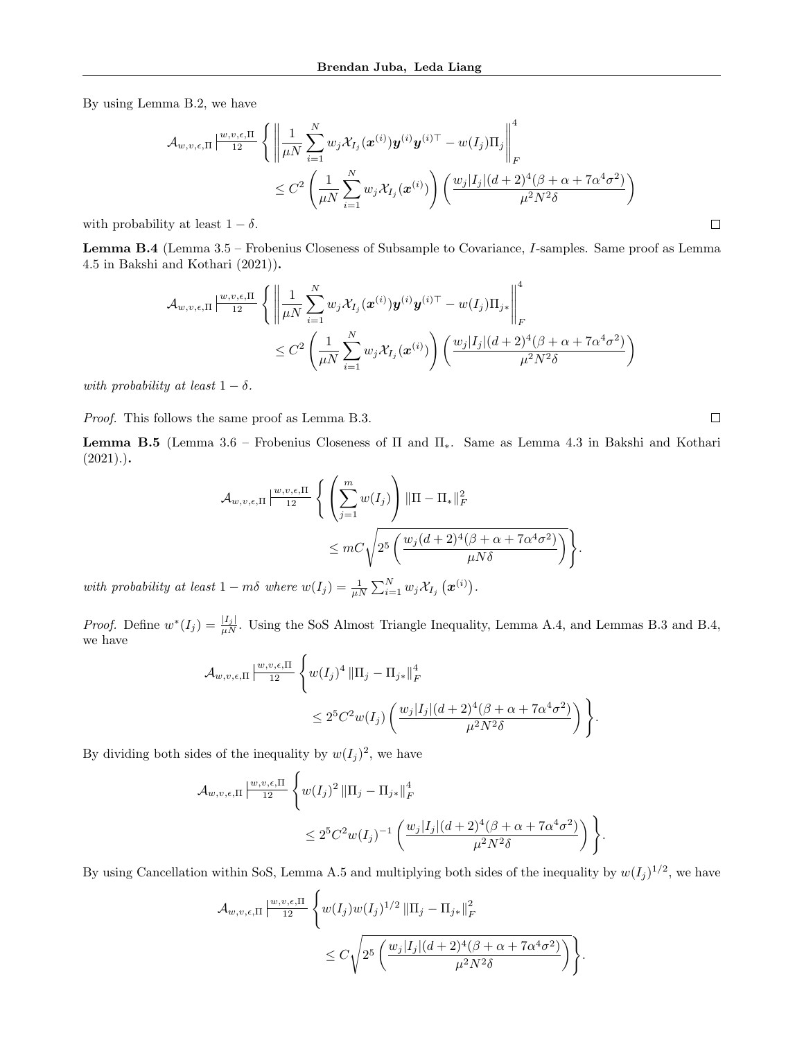By using Lemma B.2, we have

$$\mathcal{A}_{w,v,\epsilon,\Pi} \Big|\frac{w,v,\epsilon,\Pi}{12} \left\{ \left\| \frac{1}{\mu N} \sum_{i=1}^{N} w_j \mathcal{X}_{I_j}(\boldsymbol{x}^{(i)}) \boldsymbol{y}^{(i)} \boldsymbol{y}^{(i)\top} - w(I_j)\Pi_j \right\|_F^4 \right.$$
$$\leq C^2 \left( \frac{1}{\mu N} \sum_{i=1}^{N} w_j \mathcal{X}_{I_j}(\boldsymbol{x}^{(i)}) \right) \left( \frac{w_j |I_j| (d+2)^4 (\beta + \alpha + 7\alpha^4 \sigma^2)}{\mu^2 N^2 \delta} \right)$$

with probability at least $1 - \delta$. ∎

**Lemma B.4** (Lemma 3.5 – Frobenius Closeness of Subsample to Covariance, $I$-samples. Same proof as Lemma 4.5 in Bakshi and Kothari (2021))**.**

$$\mathcal{A}_{w,v,\epsilon,\Pi} \Big|\frac{w,v,\epsilon,\Pi}{12} \left\{ \left\| \frac{1}{\mu N} \sum_{i=1}^{N} w_j \mathcal{X}_{I_j}(\boldsymbol{x}^{(i)}) \boldsymbol{y}^{(i)} \boldsymbol{y}^{(i)\top} - w(I_j)\Pi_{j*} \right\|_F^4 \right.$$
$$\leq C^2 \left( \frac{1}{\mu N} \sum_{i=1}^{N} w_j \mathcal{X}_{I_j}(\boldsymbol{x}^{(i)}) \right) \left( \frac{w_j |I_j| (d+2)^4 (\beta + \alpha + 7\alpha^4 \sigma^2)}{\mu^2 N^2 \delta} \right)$$

*with probability at least* $1 - \delta$.

*Proof.* This follows the same proof as Lemma B.3. ∎

**Lemma B.5** (Lemma 3.6 – Frobenius Closeness of $\Pi$ and $\Pi_*$. Same as Lemma 4.3 in Bakshi and Kothari (2021).)**.**

$$\mathcal{A}_{w,v,\epsilon,\Pi} \Big|\frac{w,v,\epsilon,\Pi}{12} \left\{ \left( \sum_{j=1}^{m} w(I_j) \right) \|\Pi - \Pi_*\|_F^2 \right.$$
$$\left. \leq mC \sqrt{2^5 \left( \frac{w_j (d+2)^4 (\beta + \alpha + 7\alpha^4 \sigma^2)}{\mu N \delta} \right)} \right\}.$$

*with probability at least* $1 - m\delta$ *where* $w(I_j) = \frac{1}{\mu N} \sum_{i=1}^{N} w_j \mathcal{X}_{I_j}\left(\boldsymbol{x}^{(i)}\right)$.

*Proof.* Define $w^*(I_j) = \frac{|I_j|}{\mu N}$. Using the SoS Almost Triangle Inequality, Lemma A.4, and Lemmas B.3 and B.4, we have

$$\mathcal{A}_{w,v,\epsilon,\Pi} \Big|\frac{w,v,\epsilon,\Pi}{12} \left\{ w(I_j)^4 \|\Pi_j - \Pi_{j*}\|_F^4 \right.$$
$$\left. \leq 2^5 C^2 w(I_j) \left( \frac{w_j |I_j| (d+2)^4 (\beta + \alpha + 7\alpha^4 \sigma^2)}{\mu^2 N^2 \delta} \right) \right\}.$$

By dividing both sides of the inequality by $w(I_j)^2$, we have

$$\mathcal{A}_{w,v,\epsilon,\Pi} \Big|\frac{w,v,\epsilon,\Pi}{12} \left\{ w(I_j)^2 \|\Pi_j - \Pi_{j*}\|_F^4 \right.$$
$$\left. \leq 2^5 C^2 w(I_j)^{-1} \left( \frac{w_j |I_j| (d+2)^4 (\beta + \alpha + 7\alpha^4 \sigma^2)}{\mu^2 N^2 \delta} \right) \right\}.$$

By using Cancellation within SoS, Lemma A.5 and multiplying both sides of the inequality by $w(I_j)^{1/2}$, we have

$$\mathcal{A}_{w,v,\epsilon,\Pi} \Big|\frac{w,v,\epsilon,\Pi}{12} \left\{ w(I_j) w(I_j)^{1/2} \|\Pi_j - \Pi_{j*}\|_F^2 \right.$$
$$\left. \leq C \sqrt{2^5 \left( \frac{w_j |I_j| (d+2)^4 (\beta + \alpha + 7\alpha^4 \sigma^2)}{\mu^2 N^2 \delta} \right)} \right\}.$$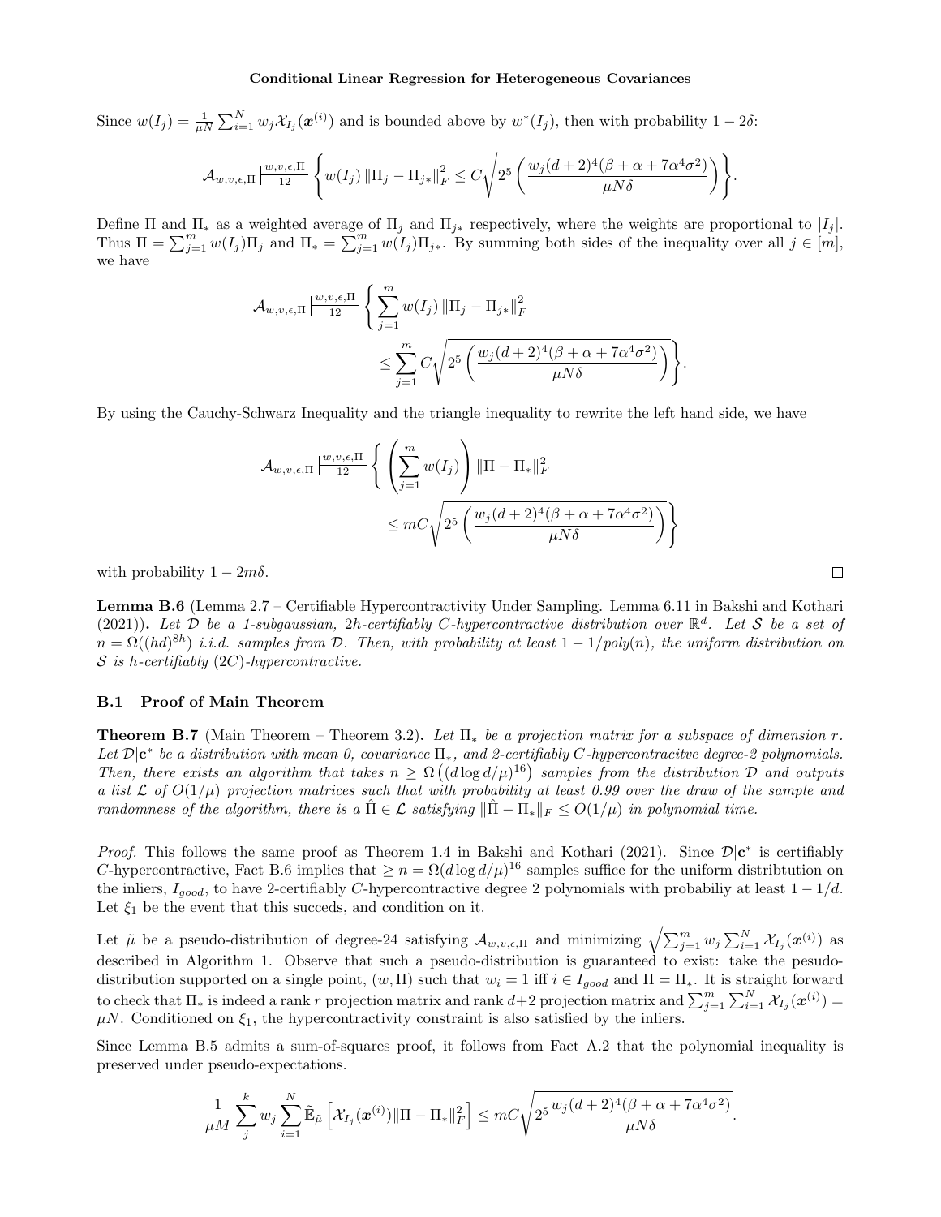Since $w(I_j) = \frac{1}{\mu N}\sum_{i=1}^N w_j \mathcal{X}_{I_j}(\boldsymbol{x}^{(i)})$ and is bounded above by $w^*(I_j)$, then with probability $1-2\delta$:

$$\mathcal{A}_{w,v,\epsilon,\Pi} \left|\frac{w,v,\epsilon,\Pi}{12}\right. \left\{ w(I_j)\left\|\Pi_j - \Pi_{j*}\right\|_F^2 \leq C\sqrt{2^5\left(\frac{w_j(d+2)^4(\beta+\alpha+7\alpha^4\sigma^2)}{\mu N\delta}\right)}\right\}.$$

Define $\Pi$ and $\Pi_*$ as a weighted average of $\Pi_j$ and $\Pi_{j*}$ respectively, where the weights are proportional to $|I_j|$. Thus $\Pi = \sum_{j=1}^m w(I_j)\Pi_j$ and $\Pi_* = \sum_{j=1}^m w(I_j)\Pi_{j*}$. By summing both sides of the inequality over all $j \in [m]$, we have

$$\mathcal{A}_{w,v,\epsilon,\Pi} \left|\frac{w,v,\epsilon,\Pi}{12}\right. \left\{ \sum_{j=1}^m w(I_j)\left\|\Pi_j - \Pi_{j*}\right\|_F^2 \leq \sum_{j=1}^m C\sqrt{2^5\left(\frac{w_j(d+2)^4(\beta+\alpha+7\alpha^4\sigma^2)}{\mu N\delta}\right)}\right\}.$$

By using the Cauchy-Schwarz Inequality and the triangle inequality to rewrite the left hand side, we have

$$\mathcal{A}_{w,v,\epsilon,\Pi} \left|\frac{w,v,\epsilon,\Pi}{12}\right. \left\{ \left(\sum_{j=1}^m w(I_j)\right)\left\|\Pi - \Pi_*\right\|_F^2 \leq mC\sqrt{2^5\left(\frac{w_j(d+2)^4(\beta+\alpha+7\alpha^4\sigma^2)}{\mu N\delta}\right)}\right\}$$

with probability $1-2m\delta$. □

**Lemma B.6** (Lemma 2.7 – Certifiable Hypercontractivity Under Sampling. Lemma 6.11 in Bakshi and Kothari (2021)). *Let $\mathcal{D}$ be a 1-subgaussian, $2h$-certifiably $C$-hypercontractive distribution over $\mathbb{R}^d$. Let $\mathcal{S}$ be a set of $n = \Omega((hd)^{8h})$ i.i.d. samples from $\mathcal{D}$. Then, with probability at least $1 - 1/poly(n)$, the uniform distribution on $\mathcal{S}$ is $h$-certifiably $(2C)$-hypercontractive.*

### B.1 Proof of Main Theorem

**Theorem B.7** (Main Theorem – Theorem 3.2). *Let $\Pi_*$ be a projection matrix for a subspace of dimension $r$. Let $\mathcal{D}|\mathbf{c}^*$ be a distribution with mean 0, covariance $\Pi_*$, and 2-certifiably $C$-hypercontracitve degree-2 polynomials. Then, there exists an algorithm that takes $n \geq \Omega\left((d\log d/\mu)^{16}\right)$ samples from the distribution $\mathcal{D}$ and outputs a list $\mathcal{L}$ of $O(1/\mu)$ projection matrices such that with probability at least 0.99 over the draw of the sample and randomness of the algorithm, there is a $\hat{\Pi} \in \mathcal{L}$ satisfying $\|\hat{\Pi} - \Pi_*\|_F \leq O(1/\mu)$ in polynomial time.*

*Proof.* This follows the same proof as Theorem 1.4 in Bakshi and Kothari (2021). Since $\mathcal{D}|\mathbf{c}^*$ is certifiably $C$-hypercontractive, Fact B.6 implies that $\geq n = \Omega(d\log d/\mu)^{16}$ samples suffice for the uniform distribtution on the inliers, $I_{good}$, to have 2-certifiably $C$-hypercontractive degree 2 polynomials with probabiliy at least $1 - 1/d$. Let $\xi_1$ be the event that this succeds, and condition on it.

Let $\tilde{\mu}$ be a pseudo-distribution of degree-24 satisfying $\mathcal{A}_{w,v,\epsilon,\Pi}$ and minimizing $\sqrt{\sum_{j=1}^m w_j \sum_{i=1}^N \mathcal{X}_{I_j}(\boldsymbol{x}^{(i)})}$ as described in Algorithm 1. Observe that such a pseudo-distribution is guaranteed to exist: take the pesudo-distribution supported on a single point, $(w, \Pi)$ such that $w_i = 1$ iff $i \in I_{good}$ and $\Pi = \Pi_*$. It is straight forward to check that $\Pi_*$ is indeed a rank $r$ projection matrix and rank $d+2$ projection matrix and $\sum_{j=1}^m \sum_{i=1}^N \mathcal{X}_{I_j}(\boldsymbol{x}^{(i)}) = \mu N$. Conditioned on $\xi_1$, the hypercontractivity constraint is also satisfied by the inliers.

Since Lemma B.5 admits a sum-of-squares proof, it follows from Fact A.2 that the polynomial inequality is preserved under pseudo-expectations.

$$\frac{1}{\mu M}\sum_j^k w_j \sum_{i=1}^N \tilde{\mathbb{E}}_{\tilde{\mu}}\left[\mathcal{X}_{I_j}(\boldsymbol{x}^{(i)})\|\Pi - \Pi_*\|_F^2\right] \leq mC\sqrt{2^5\frac{w_j(d+2)^4(\beta+\alpha+7\alpha^4\sigma^2)}{\mu N\delta}}.$$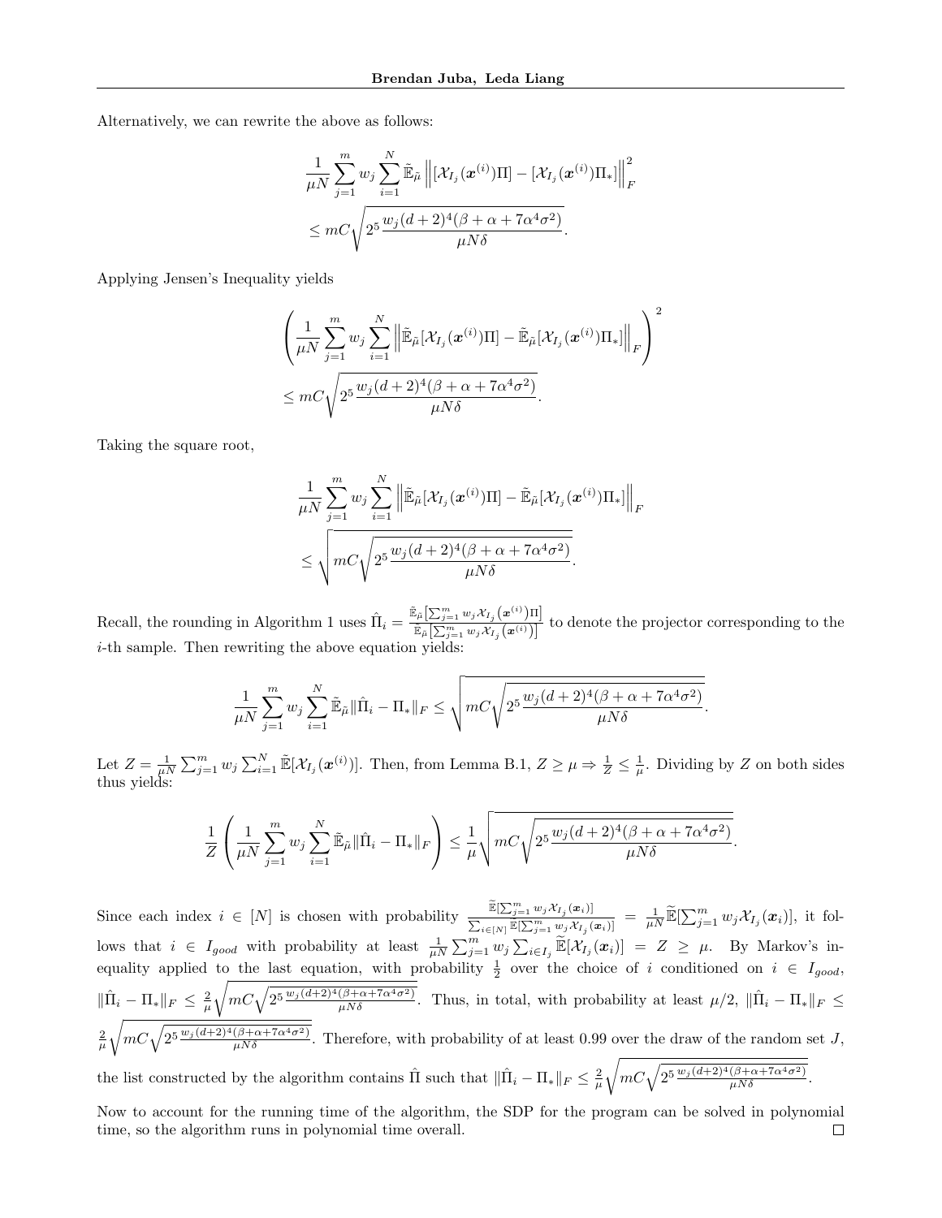Alternatively, we can rewrite the above as follows:

$$\frac{1}{\mu N}\sum_{j=1}^{m} w_j \sum_{i=1}^{N} \tilde{\mathbb{E}}_{\tilde{\mu}} \left\| [\mathcal{X}_{I_j}(\boldsymbol{x}^{(i)})\Pi] - [\mathcal{X}_{I_j}(\boldsymbol{x}^{(i)})\Pi_*] \right\|_F^2$$
$$\leq mC\sqrt{2^5 \frac{w_j (d+2)^4(\beta+\alpha+7\alpha^4\sigma^2)}{\mu N \delta}}.$$

Applying Jensen's Inequality yields

$$\left(\frac{1}{\mu N}\sum_{j=1}^{m} w_j \sum_{i=1}^{N} \left\| \tilde{\mathbb{E}}_{\tilde{\mu}}[\mathcal{X}_{I_j}(\boldsymbol{x}^{(i)})\Pi] - \tilde{\mathbb{E}}_{\tilde{\mu}}[\mathcal{X}_{I_j}(\boldsymbol{x}^{(i)})\Pi_*] \right\|_F\right)^2$$
$$\leq mC\sqrt{2^5 \frac{w_j (d+2)^4(\beta+\alpha+7\alpha^4\sigma^2)}{\mu N \delta}}.$$

Taking the square root,

$$\frac{1}{\mu N}\sum_{j=1}^{m} w_j \sum_{i=1}^{N} \left\| \tilde{\mathbb{E}}_{\tilde{\mu}}[\mathcal{X}_{I_j}(\boldsymbol{x}^{(i)})\Pi] - \tilde{\mathbb{E}}_{\tilde{\mu}}[\mathcal{X}_{I_j}(\boldsymbol{x}^{(i)})\Pi_*] \right\|_F$$
$$\leq \sqrt{mC\sqrt{2^5 \frac{w_j (d+2)^4(\beta+\alpha+7\alpha^4\sigma^2)}{\mu N \delta}}}.$$

Recall, the rounding in Algorithm 1 uses $\hat{\Pi}_i = \frac{\tilde{\mathbb{E}}_{\tilde{\mu}}[\sum_{j=1}^m w_j \mathcal{X}_{I_j}(\boldsymbol{x}^{(i)})\Pi]}{\tilde{\mathbb{E}}_{\tilde{\mu}}[\sum_{j=1}^m w_j \mathcal{X}_{I_j}(\boldsymbol{x}^{(i)})]}$ to denote the projector corresponding to the $i$-th sample. Then rewriting the above equation yields:

$$\frac{1}{\mu N}\sum_{j=1}^{m} w_j \sum_{i=1}^{N} \tilde{\mathbb{E}}_{\tilde{\mu}} \|\hat{\Pi}_i - \Pi_*\|_F \leq \sqrt{mC\sqrt{2^5 \frac{w_j (d+2)^4(\beta+\alpha+7\alpha^4\sigma^2)}{\mu N \delta}}}.$$

Let $Z = \frac{1}{\mu N}\sum_{j=1}^m w_j \sum_{i=1}^N \tilde{\mathbb{E}}[\mathcal{X}_{I_j}(\boldsymbol{x}^{(i)})]$. Then, from Lemma B.1, $Z \geq \mu \Rightarrow \frac{1}{Z} \leq \frac{1}{\mu}$. Dividing by $Z$ on both sides thus yields:

$$\frac{1}{Z}\left(\frac{1}{\mu N}\sum_{j=1}^{m} w_j \sum_{i=1}^{N} \tilde{\mathbb{E}}_{\tilde{\mu}} \|\hat{\Pi}_i - \Pi_*\|_F\right) \leq \frac{1}{\mu}\sqrt{mC\sqrt{2^5 \frac{w_j (d+2)^4(\beta+\alpha+7\alpha^4\sigma^2)}{\mu N \delta}}}.$$

Since each index $i \in [N]$ is chosen with probability $\frac{\widetilde{\mathbb{E}}[\sum_{j=1}^m w_j \mathcal{X}_{I_j}(\boldsymbol{x}_i)]}{\sum_{i\in[N]} \widetilde{\mathbb{E}}[\sum_{j=1}^m w_j \mathcal{X}_{I_j}(\boldsymbol{x}_i)]} = \frac{1}{\mu N}\widetilde{\mathbb{E}}[\sum_{j=1}^m w_j \mathcal{X}_{I_j}(\boldsymbol{x}_i)]$, it follows that $i \in I_{good}$ with probability at least $\frac{1}{\mu N}\sum_{j=1}^m w_j \sum_{i\in I_j} \widetilde{\mathbb{E}}[\mathcal{X}_{I_j}(\boldsymbol{x}_i)] = Z \geq \mu$. By Markov's inequality applied to the last equation, with probability $\frac{1}{2}$ over the choice of $i$ conditioned on $i \in I_{good}$, $\|\hat{\Pi}_i - \Pi_*\|_F \leq \frac{2}{\mu}\sqrt{mC\sqrt{2^5 \frac{w_j (d+2)^4(\beta+\alpha+7\alpha^4\sigma^2)}{\mu N \delta}}}$. Thus, in total, with probability at least $\mu/2$, $\|\hat{\Pi}_i - \Pi_*\|_F \leq \frac{2}{\mu}\sqrt{mC\sqrt{2^5 \frac{w_j (d+2)^4(\beta+\alpha+7\alpha^4\sigma^2)}{\mu N \delta}}}$. Therefore, with probability of at least 0.99 over the draw of the random set $J$, the list constructed by the algorithm contains $\hat{\Pi}$ such that $\|\hat{\Pi}_i - \Pi_*\|_F \leq \frac{2}{\mu}\sqrt{mC\sqrt{2^5 \frac{w_j (d+2)^4(\beta+\alpha+7\alpha^4\sigma^2)}{\mu N \delta}}}$.

Now to account for the running time of the algorithm, the SDP for the program can be solved in polynomial time, so the algorithm runs in polynomial time overall. □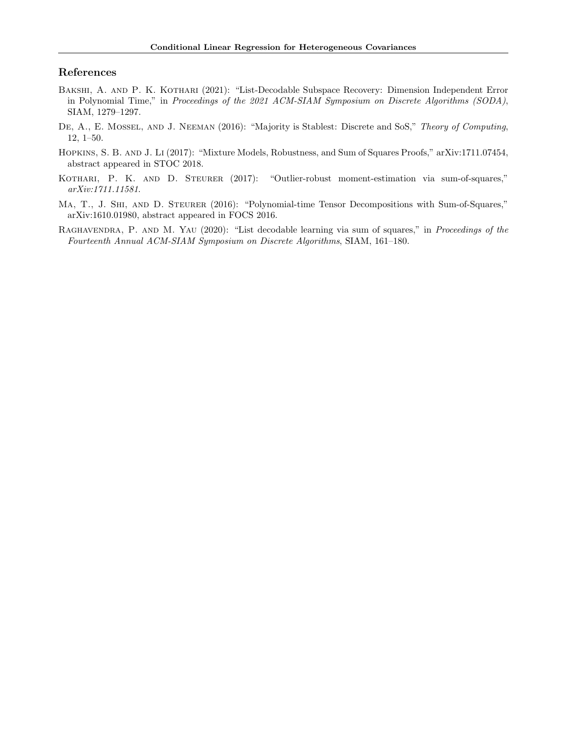## References

Bakshi, A. and P. K. Kothari (2021): "List-Decodable Subspace Recovery: Dimension Independent Error in Polynomial Time," in *Proceedings of the 2021 ACM-SIAM Symposium on Discrete Algorithms (SODA)*, SIAM, 1279–1297.

De, A., E. Mossel, and J. Neeman (2016): "Majority is Stablest: Discrete and SoS," *Theory of Computing*, 12, 1–50.

Hopkins, S. B. and J. Li (2017): "Mixture Models, Robustness, and Sum of Squares Proofs," arXiv:1711.07454, abstract appeared in STOC 2018.

Kothari, P. K. and D. Steurer (2017): "Outlier-robust moment-estimation via sum-of-squares," *arXiv:1711.11581*.

Ma, T., J. Shi, and D. Steurer (2016): "Polynomial-time Tensor Decompositions with Sum-of-Squares," arXiv:1610.01980, abstract appeared in FOCS 2016.

Raghavendra, P. and M. Yau (2020): "List decodable learning via sum of squares," in *Proceedings of the Fourteenth Annual ACM-SIAM Symposium on Discrete Algorithms*, SIAM, 161–180.